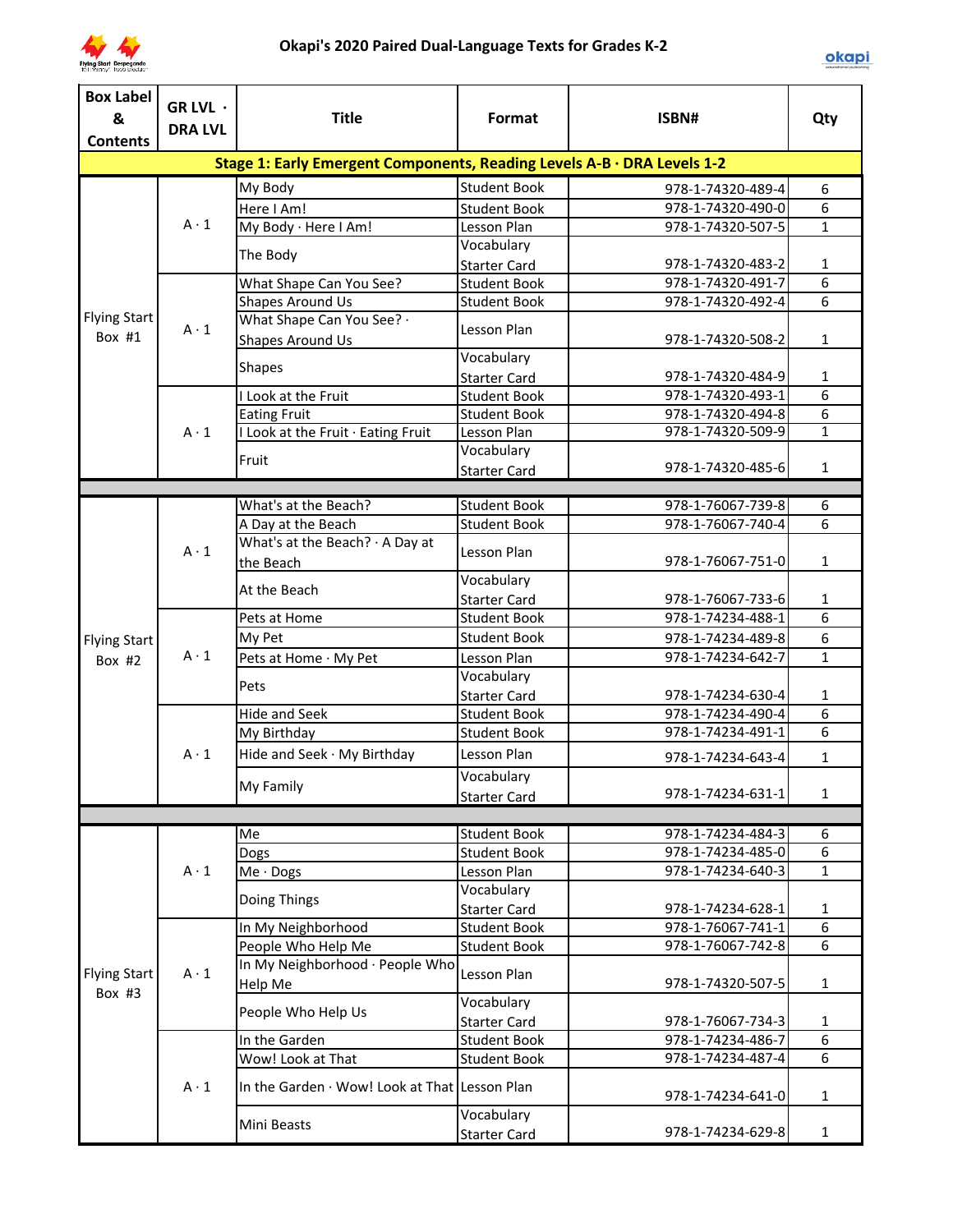# Okapi's 2020 Paired Dual-Language Texts for Grades K-2

| Box Label & Contents | GR LVL · DRA LVL | Title | Format | ISBN# | Qty |
|---|---|---|---|---|---|
| **Stage 1: Early Emergent Components, Reading Levels A-B · DRA Levels 1-2** | | | | | |
| Flying Start Box #1 | A · 1 | My Body | Student Book | 978-1-74320-489-4 | 6 |
| | | Here I Am! | Student Book | 978-1-74320-490-0 | 6 |
| | | My Body · Here I Am! | Lesson Plan | 978-1-74320-507-5 | 1 |
| | | The Body | Vocabulary Starter Card | 978-1-74320-483-2 | 1 |
| | A · 1 | What Shape Can You See? | Student Book | 978-1-74320-491-7 | 6 |
| | | Shapes Around Us | Student Book | 978-1-74320-492-4 | 6 |
| | | What Shape Can You See? · Shapes Around Us | Lesson Plan | 978-1-74320-508-2 | 1 |
| | | Shapes | Vocabulary Starter Card | 978-1-74320-484-9 | 1 |
| | A · 1 | I Look at the Fruit | Student Book | 978-1-74320-493-1 | 6 |
| | | Eating Fruit | Student Book | 978-1-74320-494-8 | 6 |
| | | I Look at the Fruit · Eating Fruit | Lesson Plan | 978-1-74320-509-9 | 1 |
| | | Fruit | Vocabulary Starter Card | 978-1-74320-485-6 | 1 |
| Flying Start Box #2 | A · 1 | What's at the Beach? | Student Book | 978-1-76067-739-8 | 6 |
| | | A Day at the Beach | Student Book | 978-1-76067-740-4 | 6 |
| | | What's at the Beach? · A Day at the Beach | Lesson Plan | 978-1-76067-751-0 | 1 |
| | | At the Beach | Vocabulary Starter Card | 978-1-76067-733-6 | 1 |
| | A · 1 | Pets at Home | Student Book | 978-1-74234-488-1 | 6 |
| | | My Pet | Student Book | 978-1-74234-489-8 | 6 |
| | | Pets at Home · My Pet | Lesson Plan | 978-1-74234-642-7 | 1 |
| | | Pets | Vocabulary Starter Card | 978-1-74234-630-4 | 1 |
| | A · 1 | Hide and Seek | Student Book | 978-1-74234-490-4 | 6 |
| | | My Birthday | Student Book | 978-1-74234-491-1 | 6 |
| | | Hide and Seek · My Birthday | Lesson Plan | 978-1-74234-643-4 | 1 |
| | | My Family | Vocabulary Starter Card | 978-1-74234-631-1 | 1 |
| Flying Start Box #3 | A · 1 | Me | Student Book | 978-1-74234-484-3 | 6 |
| | | Dogs | Student Book | 978-1-74234-485-0 | 6 |
| | | Me · Dogs | Lesson Plan | 978-1-74234-640-3 | 1 |
| | | Doing Things | Vocabulary Starter Card | 978-1-74234-628-1 | 1 |
| | A · 1 | In My Neighborhood | Student Book | 978-1-76067-741-1 | 6 |
| | | People Who Help Me | Student Book | 978-1-76067-742-8 | 6 |
| | | In My Neighborhood · People Who Help Me | Lesson Plan | 978-1-74320-507-5 | 1 |
| | | People Who Help Us | Vocabulary Starter Card | 978-1-76067-734-3 | 1 |
| | A · 1 | In the Garden | Student Book | 978-1-74234-486-7 | 6 |
| | | Wow! Look at That | Student Book | 978-1-74234-487-4 | 6 |
| | | In the Garden · Wow! Look at That | Lesson Plan | 978-1-74234-641-0 | 1 |
| | | Mini Beasts | Vocabulary Starter Card | 978-1-74234-629-8 | 1 |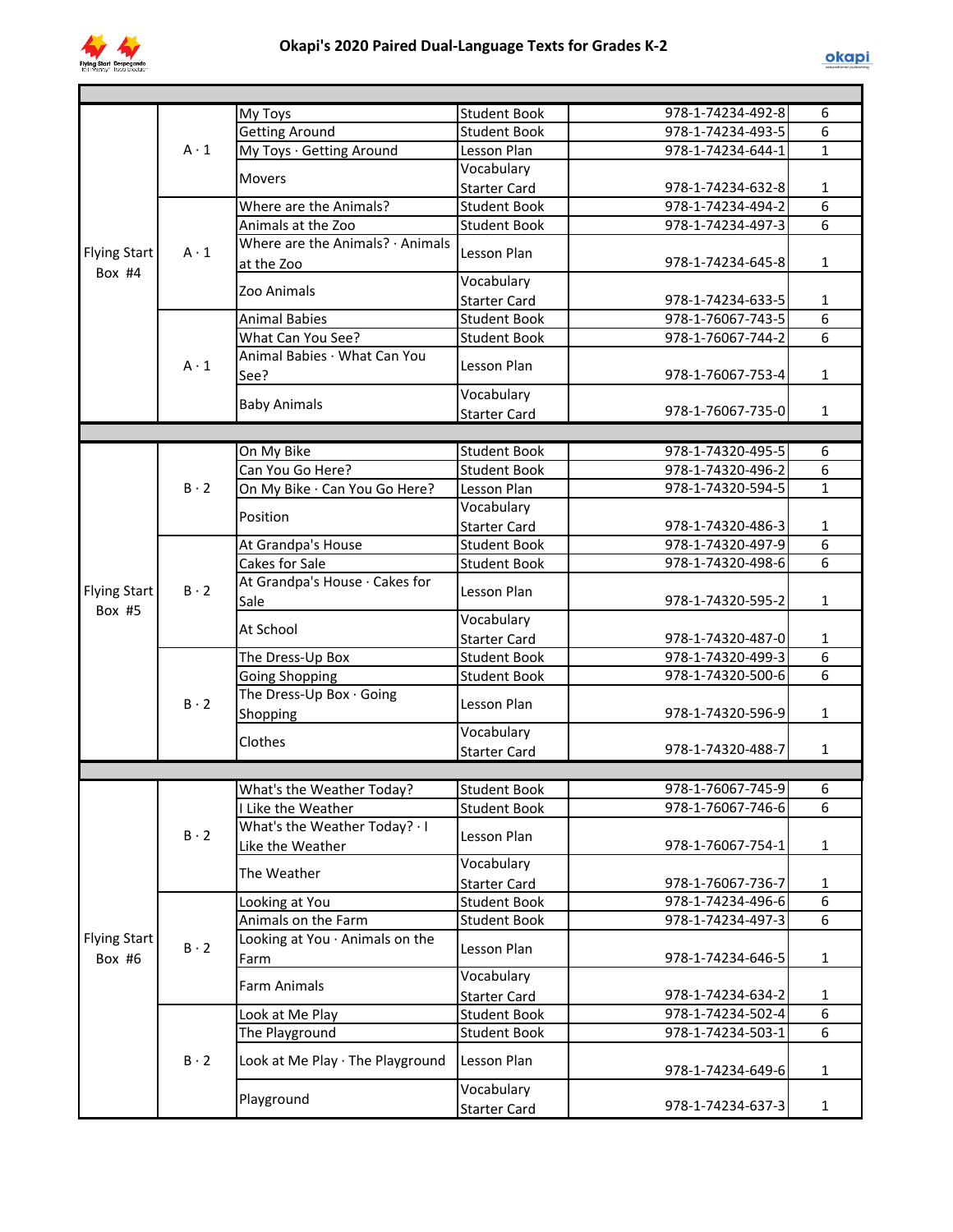# Okapi's 2020 Paired Dual-Language Texts for Grades K-2

| Box | Level | Title | Type | ISBN | Qty |
|---|---|---|---|---|---|
| Flying Start Box #4 | A · 1 | My Toys | Student Book | 978-1-74234-492-8 | 6 |
| | | Getting Around | Student Book | 978-1-74234-493-5 | 6 |
| | | My Toys · Getting Around | Lesson Plan | 978-1-74234-644-1 | 1 |
| | | Movers | Vocabulary Starter Card | 978-1-74234-632-8 | 1 |
| | A · 1 | Where are the Animals? | Student Book | 978-1-74234-494-2 | 6 |
| | | Animals at the Zoo | Student Book | 978-1-74234-497-3 | 6 |
| | | Where are the Animals? · Animals at the Zoo | Lesson Plan | 978-1-74234-645-8 | 1 |
| | | Zoo Animals | Vocabulary Starter Card | 978-1-74234-633-5 | 1 |
| | A · 1 | Animal Babies | Student Book | 978-1-76067-743-5 | 6 |
| | | What Can You See? | Student Book | 978-1-76067-744-2 | 6 |
| | | Animal Babies · What Can You See? | Lesson Plan | 978-1-76067-753-4 | 1 |
| | | Baby Animals | Vocabulary Starter Card | 978-1-76067-735-0 | 1 |
| Flying Start Box #5 | B · 2 | On My Bike | Student Book | 978-1-74320-495-5 | 6 |
| | | Can You Go Here? | Student Book | 978-1-74320-496-2 | 6 |
| | | On My Bike · Can You Go Here? | Lesson Plan | 978-1-74320-594-5 | 1 |
| | | Position | Vocabulary Starter Card | 978-1-74320-486-3 | 1 |
| | B · 2 | At Grandpa's House | Student Book | 978-1-74320-497-9 | 6 |
| | | Cakes for Sale | Student Book | 978-1-74320-498-6 | 6 |
| | | At Grandpa's House · Cakes for Sale | Lesson Plan | 978-1-74320-595-2 | 1 |
| | | At School | Vocabulary Starter Card | 978-1-74320-487-0 | 1 |
| | B · 2 | The Dress-Up Box | Student Book | 978-1-74320-499-3 | 6 |
| | | Going Shopping | Student Book | 978-1-74320-500-6 | 6 |
| | | The Dress-Up Box · Going Shopping | Lesson Plan | 978-1-74320-596-9 | 1 |
| | | Clothes | Vocabulary Starter Card | 978-1-74320-488-7 | 1 |
| Flying Start Box #6 | B · 2 | What's the Weather Today? | Student Book | 978-1-76067-745-9 | 6 |
| | | I Like the Weather | Student Book | 978-1-76067-746-6 | 6 |
| | | What's the Weather Today? · I Like the Weather | Lesson Plan | 978-1-76067-754-1 | 1 |
| | | The Weather | Vocabulary Starter Card | 978-1-76067-736-7 | 1 |
| | B · 2 | Looking at You | Student Book | 978-1-74234-496-6 | 6 |
| | | Animals on the Farm | Student Book | 978-1-74234-497-3 | 6 |
| | | Looking at You · Animals on the Farm | Lesson Plan | 978-1-74234-646-5 | 1 |
| | | Farm Animals | Vocabulary Starter Card | 978-1-74234-634-2 | 1 |
| | B · 2 | Look at Me Play | Student Book | 978-1-74234-502-4 | 6 |
| | | The Playground | Student Book | 978-1-74234-503-1 | 6 |
| | | Look at Me Play · The Playground | Lesson Plan | 978-1-74234-649-6 | 1 |
| | | Playground | Vocabulary Starter Card | 978-1-74234-637-3 | 1 |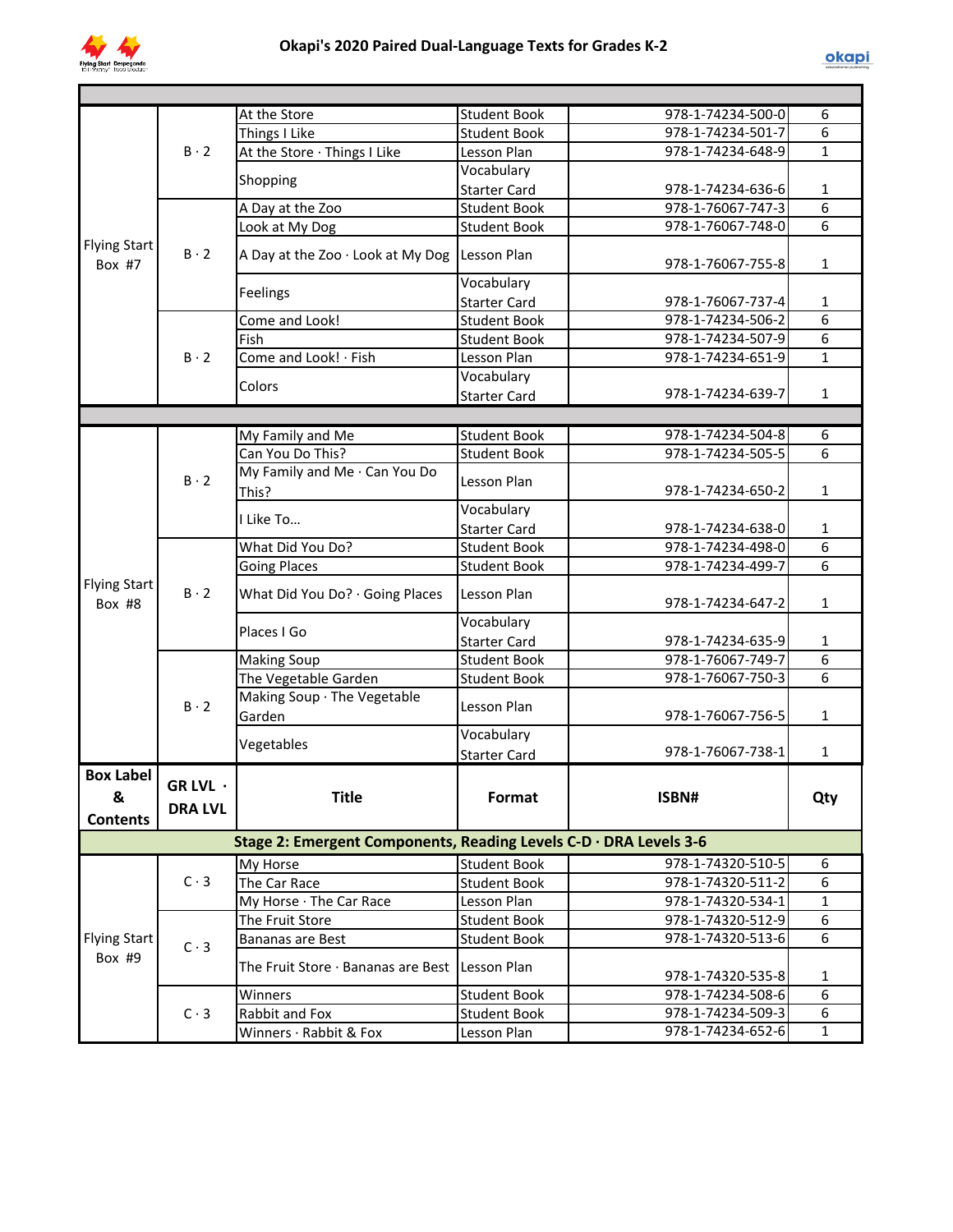# Okapi's 2020 Paired Dual-Language Texts for Grades K-2

| Box Label & Contents | GR LVL · DRA LVL | Title | Format | ISBN# | Qty |
|---|---|---|---|---|---|
| Flying Start Box #7 | B · 2 | At the Store | Student Book | 978-1-74234-500-0 | 6 |
| | | Things I Like | Student Book | 978-1-74234-501-7 | 6 |
| | | At the Store · Things I Like | Lesson Plan | 978-1-74234-648-9 | 1 |
| | | Shopping | Vocabulary Starter Card | 978-1-74234-636-6 | 1 |
| | B · 2 | A Day at the Zoo | Student Book | 978-1-76067-747-3 | 6 |
| | | Look at My Dog | Student Book | 978-1-76067-748-0 | 6 |
| | | A Day at the Zoo · Look at My Dog | Lesson Plan | 978-1-76067-755-8 | 1 |
| | | Feelings | Vocabulary Starter Card | 978-1-76067-737-4 | 1 |
| | B · 2 | Come and Look! | Student Book | 978-1-74234-506-2 | 6 |
| | | Fish | Student Book | 978-1-74234-507-9 | 6 |
| | | Come and Look! · Fish | Lesson Plan | 978-1-74234-651-9 | 1 |
| | | Colors | Vocabulary Starter Card | 978-1-74234-639-7 | 1 |
| Flying Start Box #8 | B · 2 | My Family and Me | Student Book | 978-1-74234-504-8 | 6 |
| | | Can You Do This? | Student Book | 978-1-74234-505-5 | 6 |
| | | My Family and Me · Can You Do This? | Lesson Plan | 978-1-74234-650-2 | 1 |
| | | I Like To… | Vocabulary Starter Card | 978-1-74234-638-0 | 1 |
| | B · 2 | What Did You Do? | Student Book | 978-1-74234-498-0 | 6 |
| | | Going Places | Student Book | 978-1-74234-499-7 | 6 |
| | | What Did You Do? · Going Places | Lesson Plan | 978-1-74234-647-2 | 1 |
| | | Places I Go | Vocabulary Starter Card | 978-1-74234-635-9 | 1 |
| | B · 2 | Making Soup | Student Book | 978-1-76067-749-7 | 6 |
| | | The Vegetable Garden | Student Book | 978-1-76067-750-3 | 6 |
| | | Making Soup · The Vegetable Garden | Lesson Plan | 978-1-76067-756-5 | 1 |
| | | Vegetables | Vocabulary Starter Card | 978-1-76067-738-1 | 1 |

| Box Label & Contents | GR LVL · DRA LVL | Title | Format | ISBN# | Qty |
|---|---|---|---|---|---|
| **Stage 2: Emergent Components, Reading Levels C-D · DRA Levels 3-6** | | | | | |
| Flying Start Box #9 | C · 3 | My Horse | Student Book | 978-1-74320-510-5 | 6 |
| | | The Car Race | Student Book | 978-1-74320-511-2 | 6 |
| | | My Horse · The Car Race | Lesson Plan | 978-1-74320-534-1 | 1 |
| | C · 3 | The Fruit Store | Student Book | 978-1-74320-512-9 | 6 |
| | | Bananas are Best | Student Book | 978-1-74320-513-6 | 6 |
| | | The Fruit Store · Bananas are Best | Lesson Plan | 978-1-74320-535-8 | 1 |
| | C · 3 | Winners | Student Book | 978-1-74234-508-6 | 6 |
| | | Rabbit and Fox | Student Book | 978-1-74234-509-3 | 6 |
| | | Winners · Rabbit & Fox | Lesson Plan | 978-1-74234-652-6 | 1 |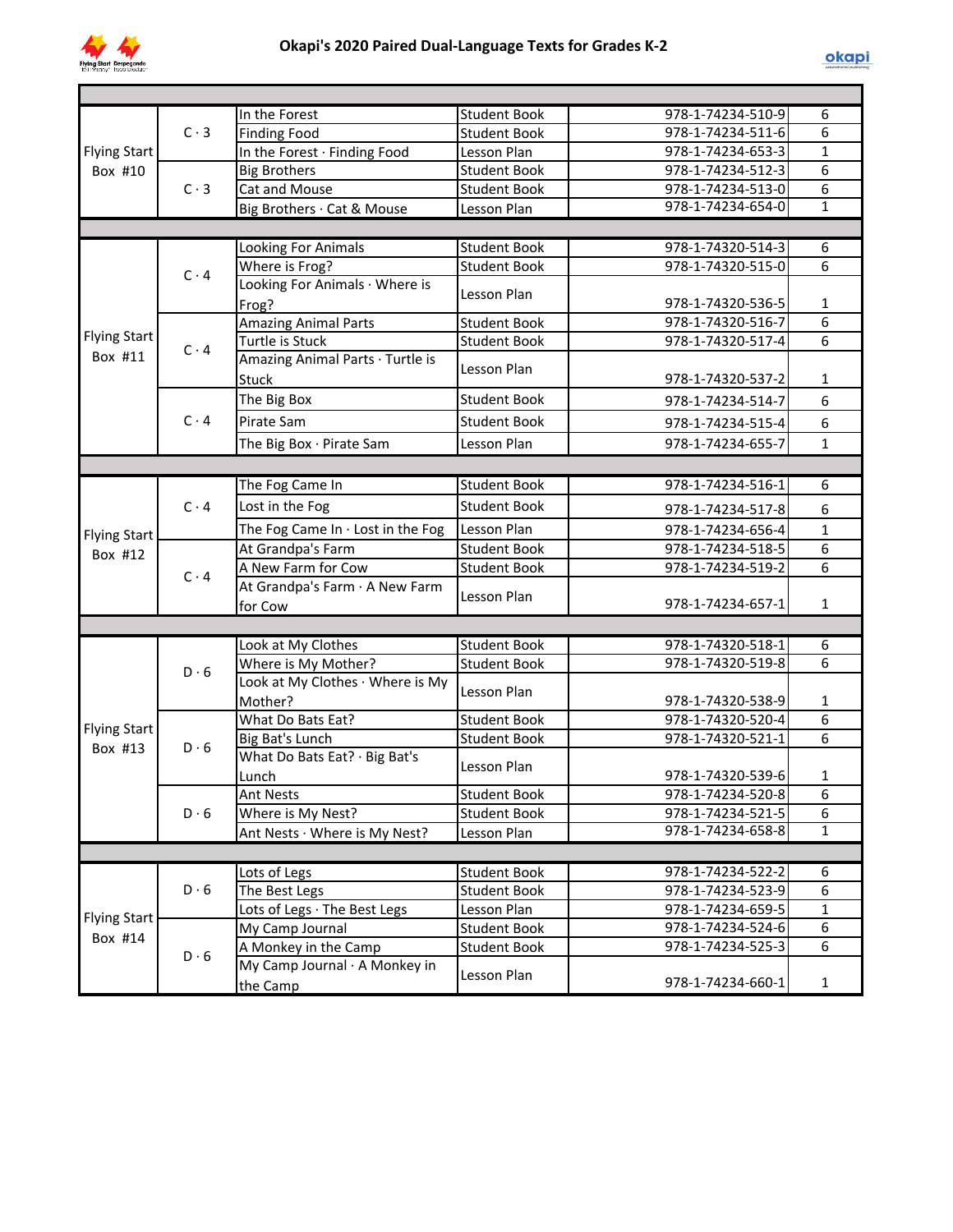# Okapi's 2020 Paired Dual-Language Texts for Grades K-2

| | | | | | |
|---|---|---|---|---|---|
| Flying Start Box #10 | C · 3 | In the Forest | Student Book | 978-1-74234-510-9 | 6 |
| | | Finding Food | Student Book | 978-1-74234-511-6 | 6 |
| | | In the Forest · Finding Food | Lesson Plan | 978-1-74234-653-3 | 1 |
| | C · 3 | Big Brothers | Student Book | 978-1-74234-512-3 | 6 |
| | | Cat and Mouse | Student Book | 978-1-74234-513-0 | 6 |
| | | Big Brothers · Cat & Mouse | Lesson Plan | 978-1-74234-654-0 | 1 |
| | | | | | |
| Flying Start Box #11 | C · 4 | Looking For Animals | Student Book | 978-1-74320-514-3 | 6 |
| | | Where is Frog? | Student Book | 978-1-74320-515-0 | 6 |
| | | Looking For Animals · Where is Frog? | Lesson Plan | 978-1-74320-536-5 | 1 |
| | C · 4 | Amazing Animal Parts | Student Book | 978-1-74320-516-7 | 6 |
| | | Turtle is Stuck | Student Book | 978-1-74320-517-4 | 6 |
| | | Amazing Animal Parts · Turtle is Stuck | Lesson Plan | 978-1-74320-537-2 | 1 |
| | C · 4 | The Big Box | Student Book | 978-1-74234-514-7 | 6 |
| | | Pirate Sam | Student Book | 978-1-74234-515-4 | 6 |
| | | The Big Box · Pirate Sam | Lesson Plan | 978-1-74234-655-7 | 1 |
| | | | | | |
| Flying Start Box #12 | C · 4 | The Fog Came In | Student Book | 978-1-74234-516-1 | 6 |
| | | Lost in the Fog | Student Book | 978-1-74234-517-8 | 6 |
| | | The Fog Came In · Lost in the Fog | Lesson Plan | 978-1-74234-656-4 | 1 |
| | C · 4 | At Grandpa's Farm | Student Book | 978-1-74234-518-5 | 6 |
| | | A New Farm for Cow | Student Book | 978-1-74234-519-2 | 6 |
| | | At Grandpa's Farm · A New Farm for Cow | Lesson Plan | 978-1-74234-657-1 | 1 |
| | | | | | |
| Flying Start Box #13 | D · 6 | Look at My Clothes | Student Book | 978-1-74320-518-1 | 6 |
| | | Where is My Mother? | Student Book | 978-1-74320-519-8 | 6 |
| | | Look at My Clothes · Where is My Mother? | Lesson Plan | 978-1-74320-538-9 | 1 |
| | D · 6 | What Do Bats Eat? | Student Book | 978-1-74320-520-4 | 6 |
| | | Big Bat's Lunch | Student Book | 978-1-74320-521-1 | 6 |
| | | What Do Bats Eat? · Big Bat's Lunch | Lesson Plan | 978-1-74320-539-6 | 1 |
| | D · 6 | Ant Nests | Student Book | 978-1-74234-520-8 | 6 |
| | | Where is My Nest? | Student Book | 978-1-74234-521-5 | 6 |
| | | Ant Nests · Where is My Nest? | Lesson Plan | 978-1-74234-658-8 | 1 |
| | | | | | |
| Flying Start Box #14 | D · 6 | Lots of Legs | Student Book | 978-1-74234-522-2 | 6 |
| | | The Best Legs | Student Book | 978-1-74234-523-9 | 6 |
| | | Lots of Legs · The Best Legs | Lesson Plan | 978-1-74234-659-5 | 1 |
| | D · 6 | My Camp Journal | Student Book | 978-1-74234-524-6 | 6 |
| | | A Monkey in the Camp | Student Book | 978-1-74234-525-3 | 6 |
| | | My Camp Journal · A Monkey in the Camp | Lesson Plan | 978-1-74234-660-1 | 1 |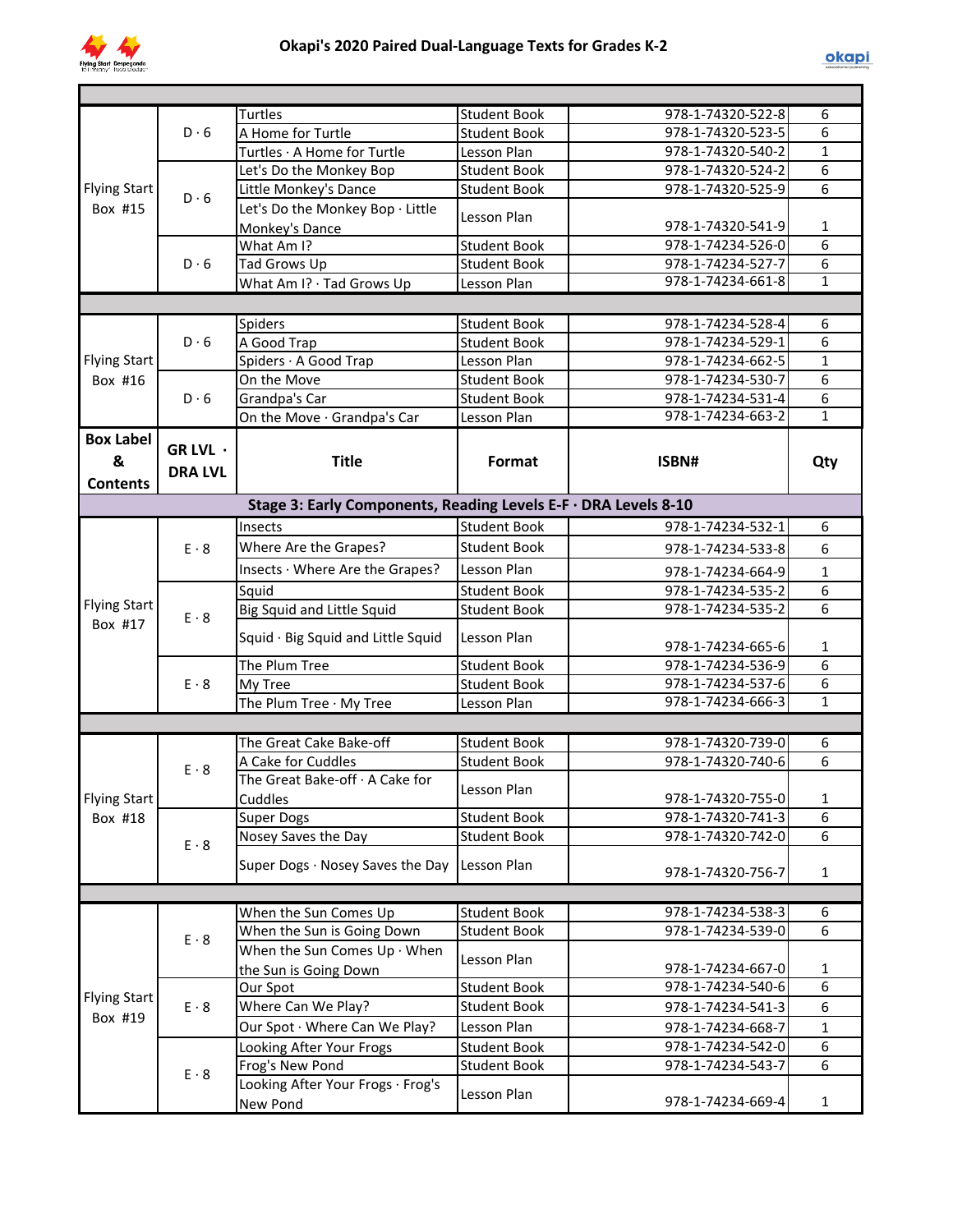# Okapi's 2020 Paired Dual-Language Texts for Grades K-2

| Box Label & Contents | GR LVL · DRA LVL | Title | Format | ISBN# | Qty |
|---|---|---|---|---|---|
| Flying Start Box #15 | D · 6 | Turtles | Student Book | 978-1-74320-522-8 | 6 |
| | | A Home for Turtle | Student Book | 978-1-74320-523-5 | 6 |
| | | Turtles · A Home for Turtle | Lesson Plan | 978-1-74320-540-2 | 1 |
| | D · 6 | Let's Do the Monkey Bop | Student Book | 978-1-74320-524-2 | 6 |
| | | Little Monkey's Dance | Student Book | 978-1-74320-525-9 | 6 |
| | | Let's Do the Monkey Bop · Little Monkey's Dance | Lesson Plan | 978-1-74320-541-9 | 1 |
| | D · 6 | What Am I? | Student Book | 978-1-74234-526-0 | 6 |
| | | Tad Grows Up | Student Book | 978-1-74234-527-7 | 6 |
| | | What Am I? · Tad Grows Up | Lesson Plan | 978-1-74234-661-8 | 1 |
| | | | | | |
| Flying Start Box #16 | D · 6 | Spiders | Student Book | 978-1-74234-528-4 | 6 |
| | | A Good Trap | Student Book | 978-1-74234-529-1 | 6 |
| | | Spiders · A Good Trap | Lesson Plan | 978-1-74234-662-5 | 1 |
| | D · 6 | On the Move | Student Book | 978-1-74234-530-7 | 6 |
| | | Grandpa's Car | Student Book | 978-1-74234-531-4 | 6 |
| | | On the Move · Grandpa's Car | Lesson Plan | 978-1-74234-663-2 | 1 |
| **Box Label & Contents** | **GR LVL · DRA LVL** | **Title** | **Format** | **ISBN#** | **Qty** |
| **Stage 3: Early Components, Reading Levels E-F · DRA Levels 8-10** | | | | | |
| Flying Start Box #17 | E · 8 | Insects | Student Book | 978-1-74234-532-1 | 6 |
| | | Where Are the Grapes? | Student Book | 978-1-74234-533-8 | 6 |
| | | Insects · Where Are the Grapes? | Lesson Plan | 978-1-74234-664-9 | 1 |
| | E · 8 | Squid | Student Book | 978-1-74234-535-2 | 6 |
| | | Big Squid and Little Squid | Student Book | 978-1-74234-535-2 | 6 |
| | | Squid · Big Squid and Little Squid | Lesson Plan | 978-1-74234-665-6 | 1 |
| | E · 8 | The Plum Tree | Student Book | 978-1-74234-536-9 | 6 |
| | | My Tree | Student Book | 978-1-74234-537-6 | 6 |
| | | The Plum Tree · My Tree | Lesson Plan | 978-1-74234-666-3 | 1 |
| | | | | | |
| Flying Start Box #18 | E · 8 | The Great Cake Bake-off | Student Book | 978-1-74320-739-0 | 6 |
| | | A Cake for Cuddles | Student Book | 978-1-74320-740-6 | 6 |
| | | The Great Bake-off · A Cake for Cuddles | Lesson Plan | 978-1-74320-755-0 | 1 |
| | E · 8 | Super Dogs | Student Book | 978-1-74320-741-3 | 6 |
| | | Nosey Saves the Day | Student Book | 978-1-74320-742-0 | 6 |
| | | Super Dogs · Nosey Saves the Day | Lesson Plan | 978-1-74320-756-7 | 1 |
| | | | | | |
| Flying Start Box #19 | E · 8 | When the Sun Comes Up | Student Book | 978-1-74234-538-3 | 6 |
| | | When the Sun is Going Down | Student Book | 978-1-74234-539-0 | 6 |
| | | When the Sun Comes Up · When the Sun is Going Down | Lesson Plan | 978-1-74234-667-0 | 1 |
| | E · 8 | Our Spot | Student Book | 978-1-74234-540-6 | 6 |
| | | Where Can We Play? | Student Book | 978-1-74234-541-3 | 6 |
| | | Our Spot · Where Can We Play? | Lesson Plan | 978-1-74234-668-7 | 1 |
| | E · 8 | Looking After Your Frogs | Student Book | 978-1-74234-542-0 | 6 |
| | | Frog's New Pond | Student Book | 978-1-74234-543-7 | 6 |
| | | Looking After Your Frogs · Frog's New Pond | Lesson Plan | 978-1-74234-669-4 | 1 |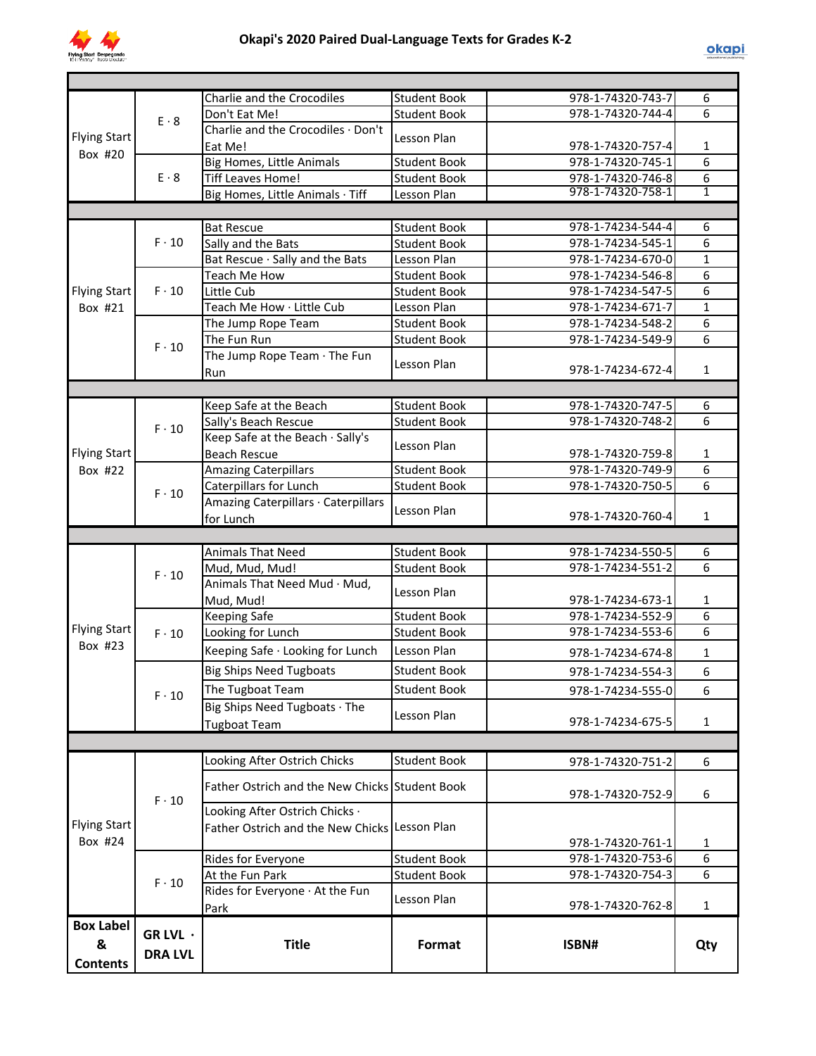# Okapi's 2020 Paired Dual-Language Texts for Grades K-2

| Box Label & Contents | GR LVL · DRA LVL | Title | Format | ISBN# | Qty |
|---|---|---|---|---|---|
| Flying Start Box #20 | E · 8 | Charlie and the Crocodiles | Student Book | 978-1-74320-743-7 | 6 |
| | | Don't Eat Me! | Student Book | 978-1-74320-744-4 | 6 |
| | | Charlie and the Crocodiles · Don't Eat Me! | Lesson Plan | 978-1-74320-757-4 | 1 |
| | E · 8 | Big Homes, Little Animals | Student Book | 978-1-74320-745-1 | 6 |
| | | Tiff Leaves Home! | Student Book | 978-1-74320-746-8 | 6 |
| | | Big Homes, Little Animals · Tiff | Lesson Plan | 978-1-74320-758-1 | 1 |
| | | | | | |
| Flying Start Box #21 | F · 10 | Bat Rescue | Student Book | 978-1-74234-544-4 | 6 |
| | | Sally and the Bats | Student Book | 978-1-74234-545-1 | 6 |
| | | Bat Rescue · Sally and the Bats | Lesson Plan | 978-1-74234-670-0 | 1 |
| | F · 10 | Teach Me How | Student Book | 978-1-74234-546-8 | 6 |
| | | Little Cub | Student Book | 978-1-74234-547-5 | 6 |
| | | Teach Me How · Little Cub | Lesson Plan | 978-1-74234-671-7 | 1 |
| | F · 10 | The Jump Rope Team | Student Book | 978-1-74234-548-2 | 6 |
| | | The Fun Run | Student Book | 978-1-74234-549-9 | 6 |
| | | The Jump Rope Team · The Fun Run | Lesson Plan | 978-1-74234-672-4 | 1 |
| | | | | | |
| Flying Start Box #22 | F · 10 | Keep Safe at the Beach | Student Book | 978-1-74320-747-5 | 6 |
| | | Sally's Beach Rescue | Student Book | 978-1-74320-748-2 | 6 |
| | | Keep Safe at the Beach · Sally's Beach Rescue | Lesson Plan | 978-1-74320-759-8 | 1 |
| | F · 10 | Amazing Caterpillars | Student Book | 978-1-74320-749-9 | 6 |
| | | Caterpillars for Lunch | Student Book | 978-1-74320-750-5 | 6 |
| | | Amazing Caterpillars · Caterpillars for Lunch | Lesson Plan | 978-1-74320-760-4 | 1 |
| | | | | | |
| Flying Start Box #23 | F · 10 | Animals That Need | Student Book | 978-1-74234-550-5 | 6 |
| | | Mud, Mud, Mud! | Student Book | 978-1-74234-551-2 | 6 |
| | | Animals That Need Mud · Mud, Mud, Mud! | Lesson Plan | 978-1-74234-673-1 | 1 |
| | F · 10 | Keeping Safe | Student Book | 978-1-74234-552-9 | 6 |
| | | Looking for Lunch | Student Book | 978-1-74234-553-6 | 6 |
| | | Keeping Safe · Looking for Lunch | Lesson Plan | 978-1-74234-674-8 | 1 |
| | F · 10 | Big Ships Need Tugboats | Student Book | 978-1-74234-554-3 | 6 |
| | | The Tugboat Team | Student Book | 978-1-74234-555-0 | 6 |
| | | Big Ships Need Tugboats · The Tugboat Team | Lesson Plan | 978-1-74234-675-5 | 1 |
| | | | | | |
| Flying Start Box #24 | F · 10 | Looking After Ostrich Chicks | Student Book | 978-1-74320-751-2 | 6 |
| | | Father Ostrich and the New Chicks | Student Book | 978-1-74320-752-9 | 6 |
| | | Looking After Ostrich Chicks · Father Ostrich and the New Chicks | Lesson Plan | 978-1-74320-761-1 | 1 |
| | F · 10 | Rides for Everyone | Student Book | 978-1-74320-753-6 | 6 |
| | | At the Fun Park | Student Book | 978-1-74320-754-3 | 6 |
| | | Rides for Everyone · At the Fun Park | Lesson Plan | 978-1-74320-762-8 | 1 |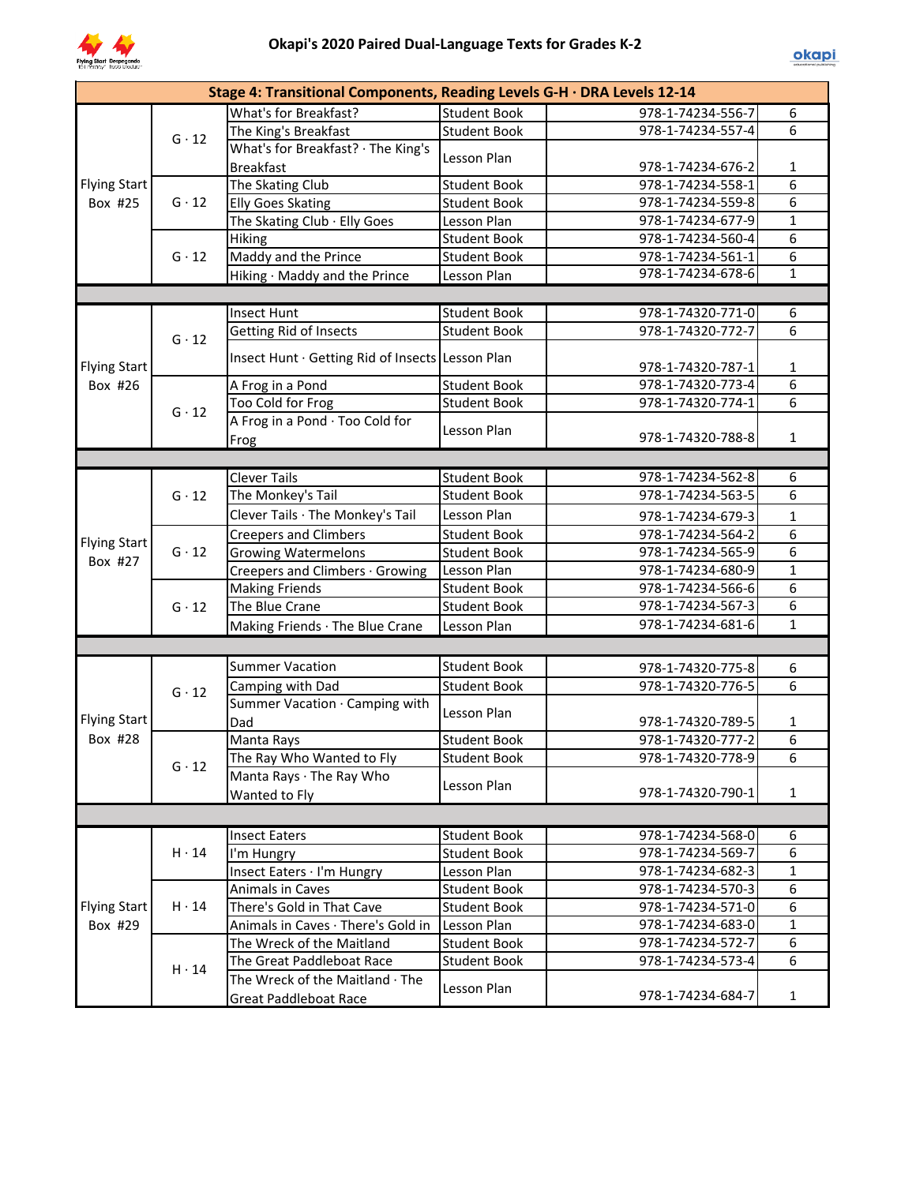# Okapi's 2020 Paired Dual-Language Texts for Grades K-2

| Stage 4: Transitional Components, Reading Levels G-H · DRA Levels 12-14 | | | | | |
|---|---|---|---|---|---|
| Flying Start Box #25 | G · 12 | What's for Breakfast? | Student Book | 978-1-74234-556-7 | 6 |
| | | The King's Breakfast | Student Book | 978-1-74234-557-4 | 6 |
| | | What's for Breakfast? · The King's Breakfast | Lesson Plan | 978-1-74234-676-2 | 1 |
| | G · 12 | The Skating Club | Student Book | 978-1-74234-558-1 | 6 |
| | | Elly Goes Skating | Student Book | 978-1-74234-559-8 | 6 |
| | | The Skating Club · Elly Goes | Lesson Plan | 978-1-74234-677-9 | 1 |
| | G · 12 | Hiking | Student Book | 978-1-74234-560-4 | 6 |
| | | Maddy and the Prince | Student Book | 978-1-74234-561-1 | 6 |
| | | Hiking · Maddy and the Prince | Lesson Plan | 978-1-74234-678-6 | 1 |
| | | | | | |
| Flying Start Box #26 | G · 12 | Insect Hunt | Student Book | 978-1-74320-771-0 | 6 |
| | | Getting Rid of Insects | Student Book | 978-1-74320-772-7 | 6 |
| | | Insect Hunt · Getting Rid of Insects | Lesson Plan | 978-1-74320-787-1 | 1 |
| | G · 12 | A Frog in a Pond | Student Book | 978-1-74320-773-4 | 6 |
| | | Too Cold for Frog | Student Book | 978-1-74320-774-1 | 6 |
| | | A Frog in a Pond · Too Cold for Frog | Lesson Plan | 978-1-74320-788-8 | 1 |
| | | | | | |
| Flying Start Box #27 | G · 12 | Clever Tails | Student Book | 978-1-74234-562-8 | 6 |
| | | The Monkey's Tail | Student Book | 978-1-74234-563-5 | 6 |
| | | Clever Tails · The Monkey's Tail | Lesson Plan | 978-1-74234-679-3 | 1 |
| | G · 12 | Creepers and Climbers | Student Book | 978-1-74234-564-2 | 6 |
| | | Growing Watermelons | Student Book | 978-1-74234-565-9 | 6 |
| | | Creepers and Climbers · Growing | Lesson Plan | 978-1-74234-680-9 | 1 |
| | G · 12 | Making Friends | Student Book | 978-1-74234-566-6 | 6 |
| | | The Blue Crane | Student Book | 978-1-74234-567-3 | 6 |
| | | Making Friends · The Blue Crane | Lesson Plan | 978-1-74234-681-6 | 1 |
| | | | | | |
| Flying Start Box #28 | G · 12 | Summer Vacation | Student Book | 978-1-74320-775-8 | 6 |
| | | Camping with Dad | Student Book | 978-1-74320-776-5 | 6 |
| | | Summer Vacation · Camping with Dad | Lesson Plan | 978-1-74320-789-5 | 1 |
| | G · 12 | Manta Rays | Student Book | 978-1-74320-777-2 | 6 |
| | | The Ray Who Wanted to Fly | Student Book | 978-1-74320-778-9 | 6 |
| | | Manta Rays · The Ray Who Wanted to Fly | Lesson Plan | 978-1-74320-790-1 | 1 |
| | | | | | |
| Flying Start Box #29 | H · 14 | Insect Eaters | Student Book | 978-1-74234-568-0 | 6 |
| | | I'm Hungry | Student Book | 978-1-74234-569-7 | 6 |
| | | Insect Eaters · I'm Hungry | Lesson Plan | 978-1-74234-682-3 | 1 |
| | H · 14 | Animals in Caves | Student Book | 978-1-74234-570-3 | 6 |
| | | There's Gold in That Cave | Student Book | 978-1-74234-571-0 | 6 |
| | | Animals in Caves · There's Gold in | Lesson Plan | 978-1-74234-683-0 | 1 |
| | H · 14 | The Wreck of the Maitland | Student Book | 978-1-74234-572-7 | 6 |
| | | The Great Paddleboat Race | Student Book | 978-1-74234-573-4 | 6 |
| | | The Wreck of the Maitland · The Great Paddleboat Race | Lesson Plan | 978-1-74234-684-7 | 1 |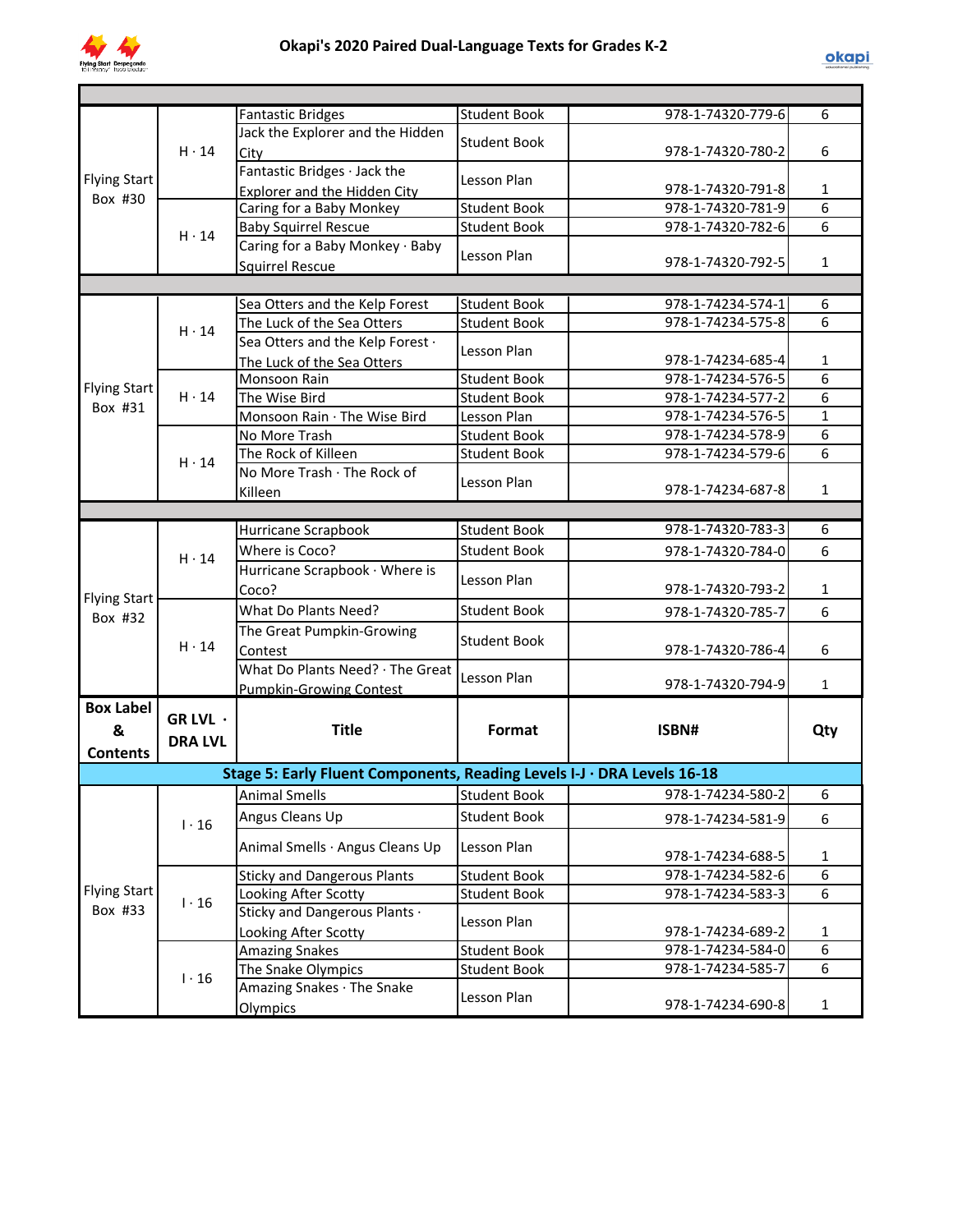# Okapi's 2020 Paired Dual-Language Texts for Grades K-2

| Box Label & Contents | GR LVL · DRA LVL | Title | Format | ISBN# | Qty |
|---|---|---|---|---|---|
| | | | | | |
| Flying Start Box #30 | H · 14 | Fantastic Bridges | Student Book | 978-1-74320-779-6 | 6 |
| | | Jack the Explorer and the Hidden City | Student Book | 978-1-74320-780-2 | 6 |
| | | Fantastic Bridges · Jack the Explorer and the Hidden City | Lesson Plan | 978-1-74320-791-8 | 1 |
| | H · 14 | Caring for a Baby Monkey | Student Book | 978-1-74320-781-9 | 6 |
| | | Baby Squirrel Rescue | Student Book | 978-1-74320-782-6 | 6 |
| | | Caring for a Baby Monkey · Baby Squirrel Rescue | Lesson Plan | 978-1-74320-792-5 | 1 |
| | | | | | |
| Flying Start Box #31 | H · 14 | Sea Otters and the Kelp Forest | Student Book | 978-1-74234-574-1 | 6 |
| | | The Luck of the Sea Otters | Student Book | 978-1-74234-575-8 | 6 |
| | | Sea Otters and the Kelp Forest · The Luck of the Sea Otters | Lesson Plan | 978-1-74234-685-4 | 1 |
| | H · 14 | Monsoon Rain | Student Book | 978-1-74234-576-5 | 6 |
| | | The Wise Bird | Student Book | 978-1-74234-577-2 | 6 |
| | | Monsoon Rain · The Wise Bird | Lesson Plan | 978-1-74234-576-5 | 1 |
| | H · 14 | No More Trash | Student Book | 978-1-74234-578-9 | 6 |
| | | The Rock of Killeen | Student Book | 978-1-74234-579-6 | 6 |
| | | No More Trash · The Rock of Killeen | Lesson Plan | 978-1-74234-687-8 | 1 |
| | | | | | |
| Flying Start Box #32 | H · 14 | Hurricane Scrapbook | Student Book | 978-1-74320-783-3 | 6 |
| | | Where is Coco? | Student Book | 978-1-74320-784-0 | 6 |
| | | Hurricane Scrapbook · Where is Coco? | Lesson Plan | 978-1-74320-793-2 | 1 |
| | H · 14 | What Do Plants Need? | Student Book | 978-1-74320-785-7 | 6 |
| | | The Great Pumpkin-Growing Contest | Student Book | 978-1-74320-786-4 | 6 |
| | | What Do Plants Need? · The Great Pumpkin-Growing Contest | Lesson Plan | 978-1-74320-794-9 | 1 |
| **Box Label & Contents** | **GR LVL · DRA LVL** | **Title** | **Format** | **ISBN#** | **Qty** |
| **Stage 5: Early Fluent Components, Reading Levels I-J · DRA Levels 16-18** | | | | | |
| Flying Start Box #33 | I · 16 | Animal Smells | Student Book | 978-1-74234-580-2 | 6 |
| | | Angus Cleans Up | Student Book | 978-1-74234-581-9 | 6 |
| | | Animal Smells · Angus Cleans Up | Lesson Plan | 978-1-74234-688-5 | 1 |
| | I · 16 | Sticky and Dangerous Plants | Student Book | 978-1-74234-582-6 | 6 |
| | | Looking After Scotty | Student Book | 978-1-74234-583-3 | 6 |
| | | Sticky and Dangerous Plants · Looking After Scotty | Lesson Plan | 978-1-74234-689-2 | 1 |
| | I · 16 | Amazing Snakes | Student Book | 978-1-74234-584-0 | 6 |
| | | The Snake Olympics | Student Book | 978-1-74234-585-7 | 6 |
| | | Amazing Snakes · The Snake Olympics | Lesson Plan | 978-1-74234-690-8 | 1 |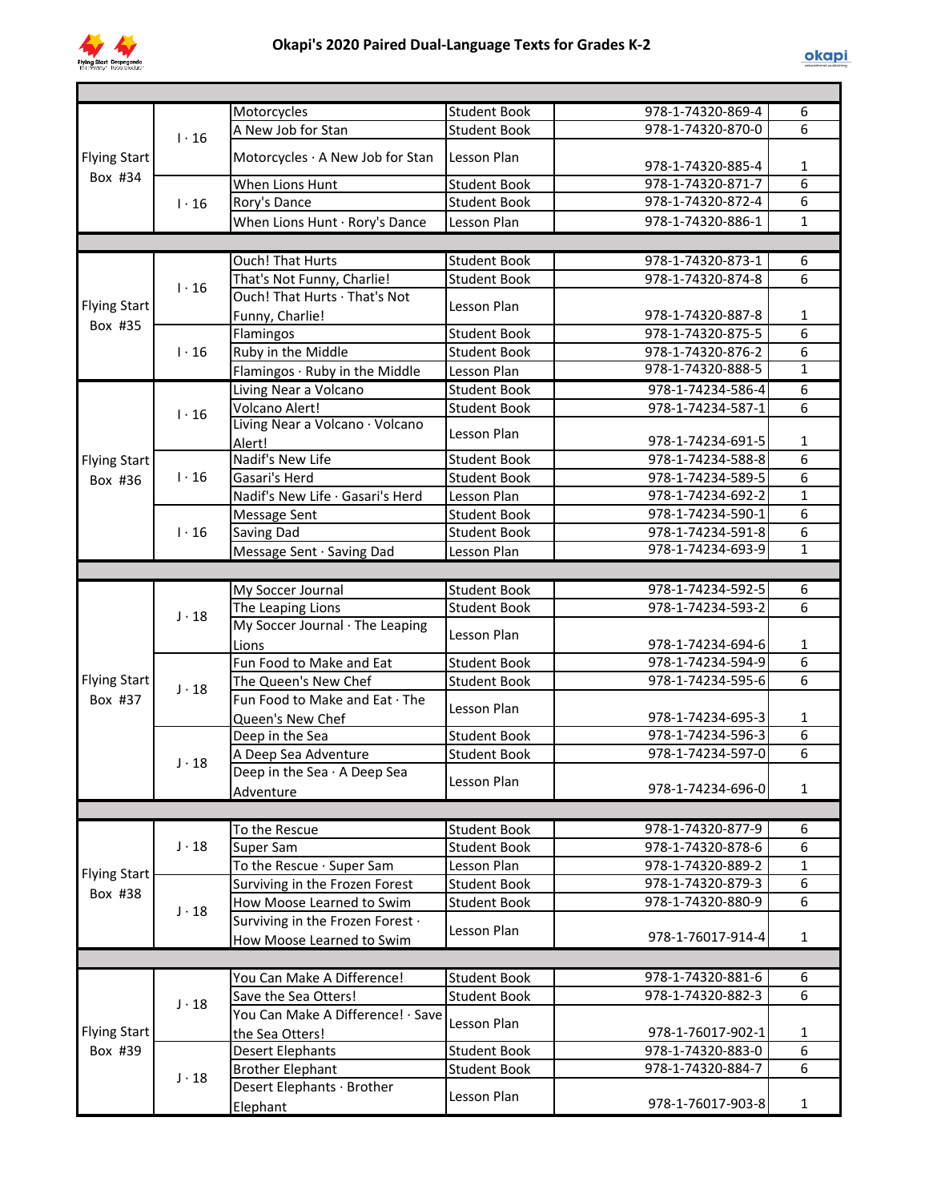# Okapi's 2020 Paired Dual-Language Texts for Grades K-2

| Box | Level | Title | Type | ISBN | Qty |
|---|---|---|---|---|---|
| Flying Start Box #34 | I · 16 | Motorcycles | Student Book | 978-1-74320-869-4 | 6 |
| | | A New Job for Stan | Student Book | 978-1-74320-870-0 | 6 |
| | | Motorcycles · A New Job for Stan | Lesson Plan | 978-1-74320-885-4 | 1 |
| | I · 16 | When Lions Hunt | Student Book | 978-1-74320-871-7 | 6 |
| | | Rory's Dance | Student Book | 978-1-74320-872-4 | 6 |
| | | When Lions Hunt · Rory's Dance | Lesson Plan | 978-1-74320-886-1 | 1 |
| Flying Start Box #35 | I · 16 | Ouch! That Hurts | Student Book | 978-1-74320-873-1 | 6 |
| | | That's Not Funny, Charlie! | Student Book | 978-1-74320-874-8 | 6 |
| | | Ouch! That Hurts · That's Not Funny, Charlie! | Lesson Plan | 978-1-74320-887-8 | 1 |
| | I · 16 | Flamingos | Student Book | 978-1-74320-875-5 | 6 |
| | | Ruby in the Middle | Student Book | 978-1-74320-876-2 | 6 |
| | | Flamingos · Ruby in the Middle | Lesson Plan | 978-1-74320-888-5 | 1 |
| Flying Start Box #36 | I · 16 | Living Near a Volcano | Student Book | 978-1-74234-586-4 | 6 |
| | | Volcano Alert! | Student Book | 978-1-74234-587-1 | 6 |
| | | Living Near a Volcano · Volcano Alert! | Lesson Plan | 978-1-74234-691-5 | 1 |
| | I · 16 | Nadif's New Life | Student Book | 978-1-74234-588-8 | 6 |
| | | Gasari's Herd | Student Book | 978-1-74234-589-5 | 6 |
| | | Nadif's New Life · Gasari's Herd | Lesson Plan | 978-1-74234-692-2 | 1 |
| | I · 16 | Message Sent | Student Book | 978-1-74234-590-1 | 6 |
| | | Saving Dad | Student Book | 978-1-74234-591-8 | 6 |
| | | Message Sent · Saving Dad | Lesson Plan | 978-1-74234-693-9 | 1 |
| Flying Start Box #37 | J · 18 | My Soccer Journal | Student Book | 978-1-74234-592-5 | 6 |
| | | The Leaping Lions | Student Book | 978-1-74234-593-2 | 6 |
| | | My Soccer Journal · The Leaping Lions | Lesson Plan | 978-1-74234-694-6 | 1 |
| | J · 18 | Fun Food to Make and Eat | Student Book | 978-1-74234-594-9 | 6 |
| | | The Queen's New Chef | Student Book | 978-1-74234-595-6 | 6 |
| | | Fun Food to Make and Eat · The Queen's New Chef | Lesson Plan | 978-1-74234-695-3 | 1 |
| | J · 18 | Deep in the Sea | Student Book | 978-1-74234-596-3 | 6 |
| | | A Deep Sea Adventure | Student Book | 978-1-74234-597-0 | 6 |
| | | Deep in the Sea · A Deep Sea Adventure | Lesson Plan | 978-1-74234-696-0 | 1 |
| Flying Start Box #38 | J · 18 | To the Rescue | Student Book | 978-1-74320-877-9 | 6 |
| | | Super Sam | Student Book | 978-1-74320-878-6 | 6 |
| | | To the Rescue · Super Sam | Lesson Plan | 978-1-74320-889-2 | 1 |
| | J · 18 | Surviving in the Frozen Forest | Student Book | 978-1-74320-879-3 | 6 |
| | | How Moose Learned to Swim | Student Book | 978-1-74320-880-9 | 6 |
| | | Surviving in the Frozen Forest · How Moose Learned to Swim | Lesson Plan | 978-1-76017-914-4 | 1 |
| Flying Start Box #39 | J · 18 | You Can Make A Difference! | Student Book | 978-1-74320-881-6 | 6 |
| | | Save the Sea Otters! | Student Book | 978-1-74320-882-3 | 6 |
| | | You Can Make A Difference! · Save the Sea Otters! | Lesson Plan | 978-1-76017-902-1 | 1 |
| | J · 18 | Desert Elephants | Student Book | 978-1-74320-883-0 | 6 |
| | | Brother Elephant | Student Book | 978-1-74320-884-7 | 6 |
| | | Desert Elephants · Brother Elephant | Lesson Plan | 978-1-76017-903-8 | 1 |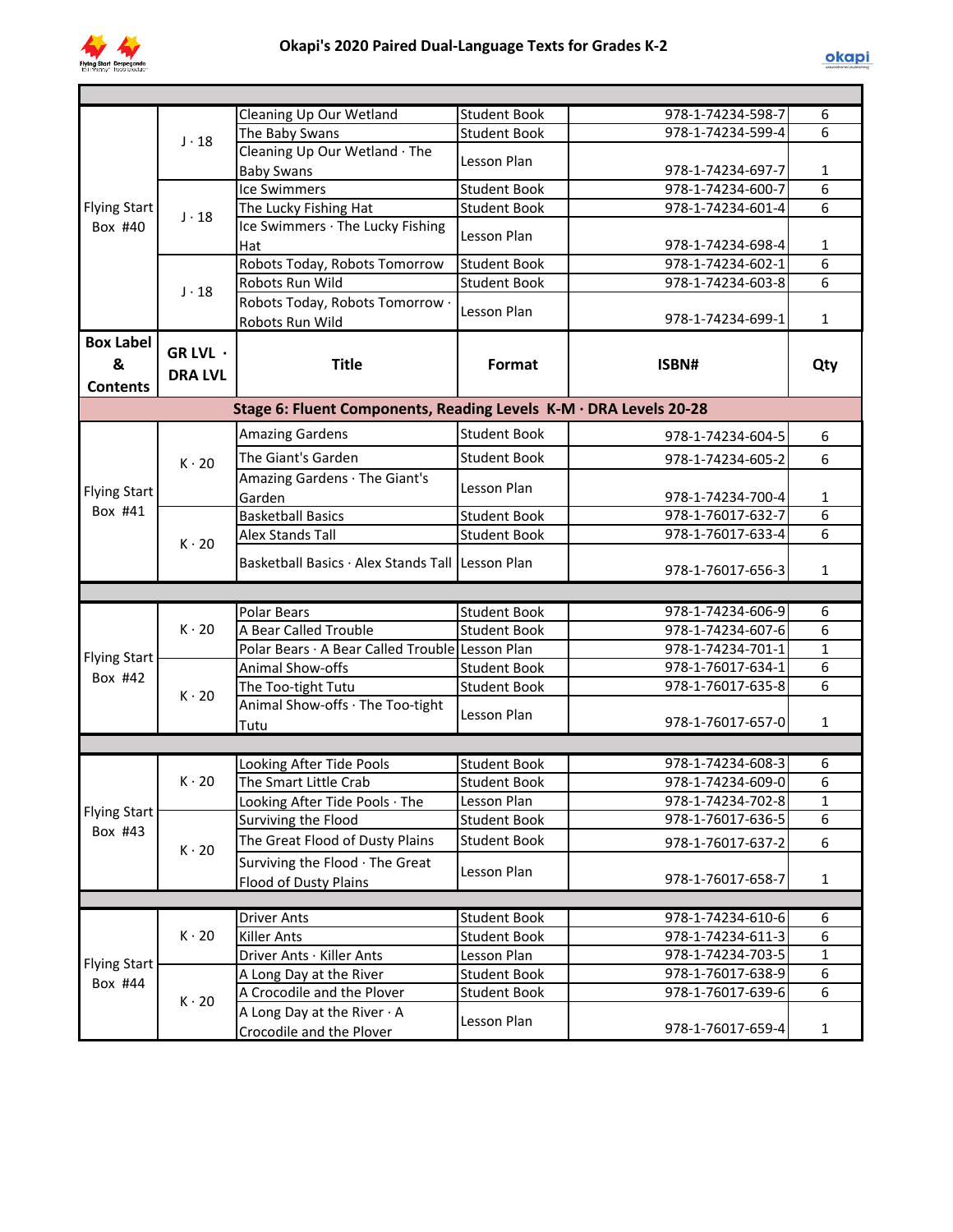# Okapi's 2020 Paired Dual-Language Texts for Grades K-2

| Box Label & Contents | GR LVL · DRA LVL | Title | Format | ISBN# | Qty |
|---|---|---|---|---|---|
| Flying Start Box #40 | J · 18 | Cleaning Up Our Wetland | Student Book | 978-1-74234-598-7 | 6 |
| | | The Baby Swans | Student Book | 978-1-74234-599-4 | 6 |
| | | Cleaning Up Our Wetland · The Baby Swans | Lesson Plan | 978-1-74234-697-7 | 1 |
| | J · 18 | Ice Swimmers | Student Book | 978-1-74234-600-7 | 6 |
| | | The Lucky Fishing Hat | Student Book | 978-1-74234-601-4 | 6 |
| | | Ice Swimmers · The Lucky Fishing Hat | Lesson Plan | 978-1-74234-698-4 | 1 |
| | J · 18 | Robots Today, Robots Tomorrow | Student Book | 978-1-74234-602-1 | 6 |
| | | Robots Run Wild | Student Book | 978-1-74234-603-8 | 6 |
| | | Robots Today, Robots Tomorrow · Robots Run Wild | Lesson Plan | 978-1-74234-699-1 | 1 |

| Box Label & Contents | GR LVL · DRA LVL | Title | Format | ISBN# | Qty |
|---|---|---|---|---|---|
| **Stage 6: Fluent Components, Reading Levels K-M · DRA Levels 20-28** | | | | | |
| Flying Start Box #41 | K · 20 | Amazing Gardens | Student Book | 978-1-74234-604-5 | 6 |
| | | The Giant's Garden | Student Book | 978-1-74234-605-2 | 6 |
| | | Amazing Gardens · The Giant's Garden | Lesson Plan | 978-1-74234-700-4 | 1 |
| | K · 20 | Basketball Basics | Student Book | 978-1-76017-632-7 | 6 |
| | | Alex Stands Tall | Student Book | 978-1-76017-633-4 | 6 |
| | | Basketball Basics · Alex Stands Tall | Lesson Plan | 978-1-76017-656-3 | 1 |
| Flying Start Box #42 | K · 20 | Polar Bears | Student Book | 978-1-74234-606-9 | 6 |
| | | A Bear Called Trouble | Student Book | 978-1-74234-607-6 | 6 |
| | | Polar Bears · A Bear Called Trouble | Lesson Plan | 978-1-74234-701-1 | 1 |
| | K · 20 | Animal Show-offs | Student Book | 978-1-76017-634-1 | 6 |
| | | The Too-tight Tutu | Student Book | 978-1-76017-635-8 | 6 |
| | | Animal Show-offs · The Too-tight Tutu | Lesson Plan | 978-1-76017-657-0 | 1 |
| Flying Start Box #43 | K · 20 | Looking After Tide Pools | Student Book | 978-1-74234-608-3 | 6 |
| | | The Smart Little Crab | Student Book | 978-1-74234-609-0 | 6 |
| | | Looking After Tide Pools · The | Lesson Plan | 978-1-74234-702-8 | 1 |
| | K · 20 | Surviving the Flood | Student Book | 978-1-76017-636-5 | 6 |
| | | The Great Flood of Dusty Plains | Student Book | 978-1-76017-637-2 | 6 |
| | | Surviving the Flood · The Great Flood of Dusty Plains | Lesson Plan | 978-1-76017-658-7 | 1 |
| Flying Start Box #44 | K · 20 | Driver Ants | Student Book | 978-1-74234-610-6 | 6 |
| | | Killer Ants | Student Book | 978-1-74234-611-3 | 6 |
| | | Driver Ants · Killer Ants | Lesson Plan | 978-1-74234-703-5 | 1 |
| | K · 20 | A Long Day at the River | Student Book | 978-1-76017-638-9 | 6 |
| | | A Crocodile and the Plover | Student Book | 978-1-76017-639-6 | 6 |
| | | A Long Day at the River · A Crocodile and the Plover | Lesson Plan | 978-1-76017-659-4 | 1 |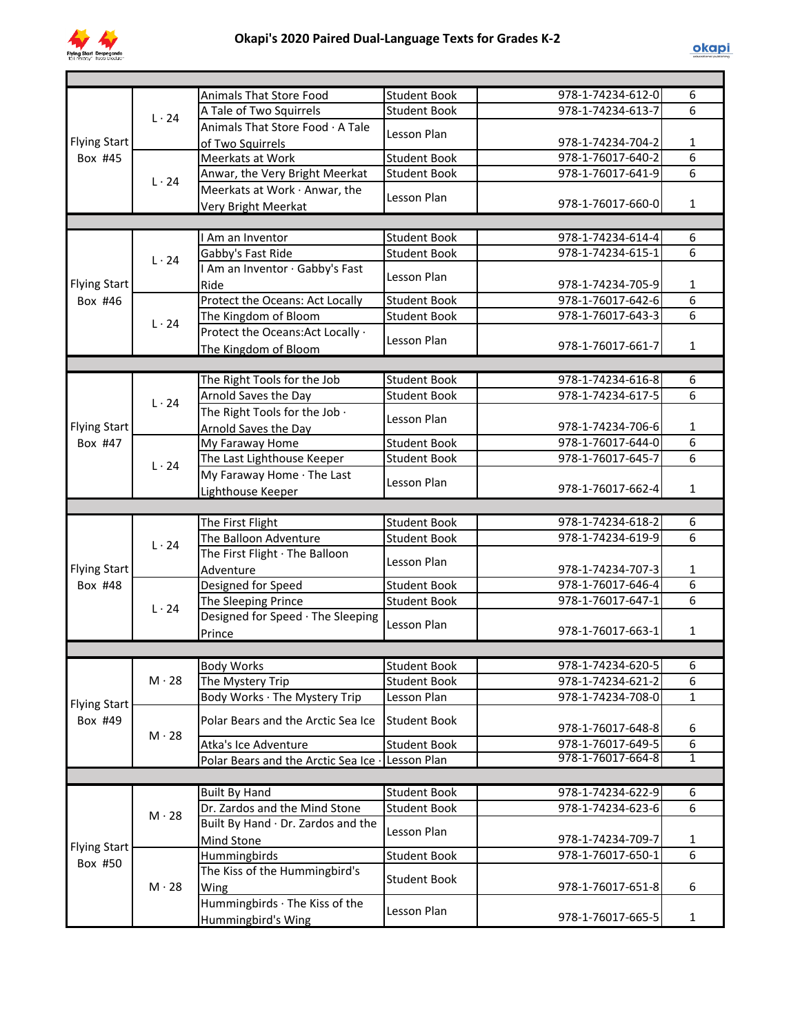# Okapi's 2020 Paired Dual-Language Texts for Grades K-2

| | | | | | |
|---|---|---|---|---|---|
| Flying Start Box #45 | L · 24 | Animals That Store Food | Student Book | 978-1-74234-612-0 | 6 |
| | | A Tale of Two Squirrels | Student Book | 978-1-74234-613-7 | 6 |
| | | Animals That Store Food · A Tale of Two Squirrels | Lesson Plan | 978-1-74234-704-2 | 1 |
| | L · 24 | Meerkats at Work | Student Book | 978-1-76017-640-2 | 6 |
| | | Anwar, the Very Bright Meerkat | Student Book | 978-1-76017-641-9 | 6 |
| | | Meerkats at Work · Anwar, the Very Bright Meerkat | Lesson Plan | 978-1-76017-660-0 | 1 |
| Flying Start Box #46 | L · 24 | I Am an Inventor | Student Book | 978-1-74234-614-4 | 6 |
| | | Gabby's Fast Ride | Student Book | 978-1-74234-615-1 | 6 |
| | | I Am an Inventor · Gabby's Fast Ride | Lesson Plan | 978-1-74234-705-9 | 1 |
| | L · 24 | Protect the Oceans: Act Locally | Student Book | 978-1-76017-642-6 | 6 |
| | | The Kingdom of Bloom | Student Book | 978-1-76017-643-3 | 6 |
| | | Protect the Oceans:Act Locally · The Kingdom of Bloom | Lesson Plan | 978-1-76017-661-7 | 1 |
| Flying Start Box #47 | L · 24 | The Right Tools for the Job | Student Book | 978-1-74234-616-8 | 6 |
| | | Arnold Saves the Day | Student Book | 978-1-74234-617-5 | 6 |
| | | The Right Tools for the Job · Arnold Saves the Day | Lesson Plan | 978-1-74234-706-6 | 1 |
| | L · 24 | My Faraway Home | Student Book | 978-1-76017-644-0 | 6 |
| | | The Last Lighthouse Keeper | Student Book | 978-1-76017-645-7 | 6 |
| | | My Faraway Home · The Last Lighthouse Keeper | Lesson Plan | 978-1-76017-662-4 | 1 |
| Flying Start Box #48 | L · 24 | The First Flight | Student Book | 978-1-74234-618-2 | 6 |
| | | The Balloon Adventure | Student Book | 978-1-74234-619-9 | 6 |
| | | The First Flight · The Balloon Adventure | Lesson Plan | 978-1-74234-707-3 | 1 |
| | L · 24 | Designed for Speed | Student Book | 978-1-76017-646-4 | 6 |
| | | The Sleeping Prince | Student Book | 978-1-76017-647-1 | 6 |
| | | Designed for Speed · The Sleeping Prince | Lesson Plan | 978-1-76017-663-1 | 1 |
| Flying Start Box #49 | M · 28 | Body Works | Student Book | 978-1-74234-620-5 | 6 |
| | | The Mystery Trip | Student Book | 978-1-74234-621-2 | 6 |
| | | Body Works · The Mystery Trip | Lesson Plan | 978-1-74234-708-0 | 1 |
| | M · 28 | Polar Bears and the Arctic Sea Ice | Student Book | 978-1-76017-648-8 | 6 |
| | | Atka's Ice Adventure | Student Book | 978-1-76017-649-5 | 6 |
| | | Polar Bears and the Arctic Sea Ice · | Lesson Plan | 978-1-76017-664-8 | 1 |
| Flying Start Box #50 | M · 28 | Built By Hand | Student Book | 978-1-74234-622-9 | 6 |
| | | Dr. Zardos and the Mind Stone | Student Book | 978-1-74234-623-6 | 6 |
| | | Built By Hand · Dr. Zardos and the Mind Stone | Lesson Plan | 978-1-74234-709-7 | 1 |
| | M · 28 | Hummingbirds | Student Book | 978-1-76017-650-1 | 6 |
| | | The Kiss of the Hummingbird's Wing | Student Book | 978-1-76017-651-8 | 6 |
| | | Hummingbirds · The Kiss of the Hummingbird's Wing | Lesson Plan | 978-1-76017-665-5 | 1 |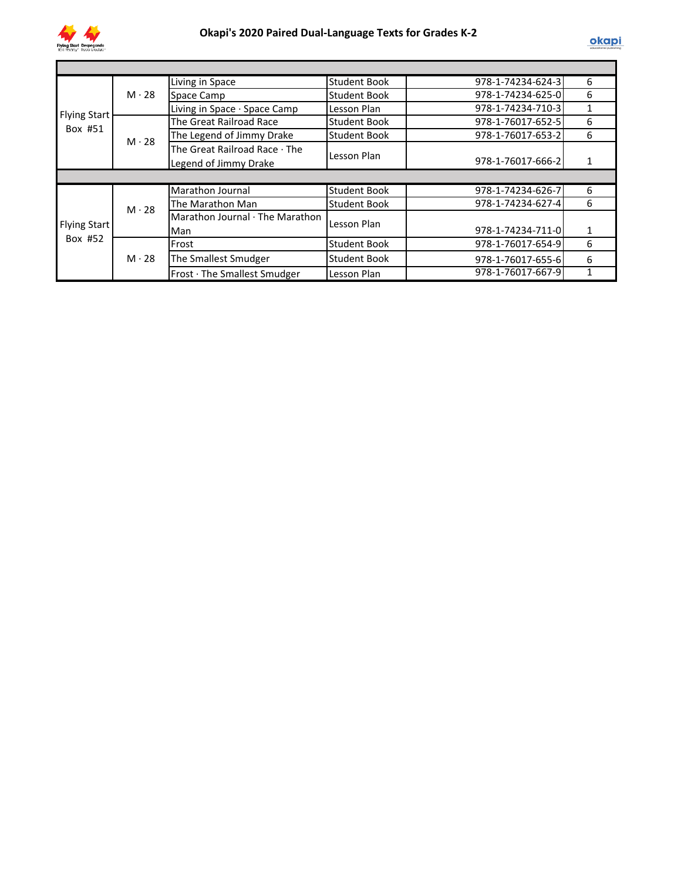# Okapi's 2020 Paired Dual-Language Texts for Grades K-2

| | | | | | |
|---|---|---|---|---|---|
| Flying Start Box #51 | M · 28 | Living in Space | Student Book | 978-1-74234-624-3 | 6 |
| | | Space Camp | Student Book | 978-1-74234-625-0 | 6 |
| | | Living in Space · Space Camp | Lesson Plan | 978-1-74234-710-3 | 1 |
| | M · 28 | The Great Railroad Race | Student Book | 978-1-76017-652-5 | 6 |
| | | The Legend of Jimmy Drake | Student Book | 978-1-76017-653-2 | 6 |
| | | The Great Railroad Race · The Legend of Jimmy Drake | Lesson Plan | 978-1-76017-666-2 | 1 |
| | | | | | |
| Flying Start Box #52 | M · 28 | Marathon Journal | Student Book | 978-1-74234-626-7 | 6 |
| | | The Marathon Man | Student Book | 978-1-74234-627-4 | 6 |
| | | Marathon Journal · The Marathon Man | Lesson Plan | 978-1-74234-711-0 | 1 |
| | M · 28 | Frost | Student Book | 978-1-76017-654-9 | 6 |
| | | The Smallest Smudger | Student Book | 978-1-76017-655-6 | 6 |
| | | Frost · The Smallest Smudger | Lesson Plan | 978-1-76017-667-9 | 1 |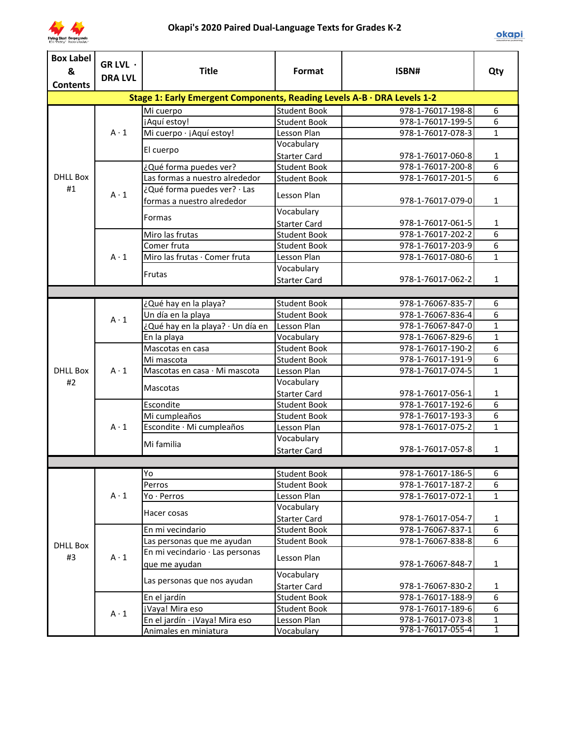# Okapi's 2020 Paired Dual-Language Texts for Grades K-2

| Box Label & Contents | GR LVL · DRA LVL | Title | Format | ISBN# | Qty |
|---|---|---|---|---|---|
| **Stage 1: Early Emergent Components, Reading Levels A-B · DRA Levels 1-2** | | | | | |
| DHLL Box #1 | A · 1 | Mi cuerpo | Student Book | 978-1-76017-198-8 | 6 |
| | | ¡Aquí estoy! | Student Book | 978-1-76017-199-5 | 6 |
| | | Mi cuerpo · ¡Aquí estoy! | Lesson Plan | 978-1-76017-078-3 | 1 |
| | | El cuerpo | Vocabulary Starter Card | 978-1-76017-060-8 | 1 |
| | A · 1 | ¿Qué forma puedes ver? | Student Book | 978-1-76017-200-8 | 6 |
| | | Las formas a nuestro alrededor | Student Book | 978-1-76017-201-5 | 6 |
| | | ¿Qué forma puedes ver? · Las formas a nuestro alrededor | Lesson Plan | 978-1-76017-079-0 | 1 |
| | | Formas | Vocabulary Starter Card | 978-1-76017-061-5 | 1 |
| | A · 1 | Miro las frutas | Student Book | 978-1-76017-202-2 | 6 |
| | | Comer fruta | Student Book | 978-1-76017-203-9 | 6 |
| | | Miro las frutas · Comer fruta | Lesson Plan | 978-1-76017-080-6 | 1 |
| | | Frutas | Vocabulary Starter Card | 978-1-76017-062-2 | 1 |
| | | | | | |
| DHLL Box #2 | A · 1 | ¿Qué hay en la playa? | Student Book | 978-1-76067-835-7 | 6 |
| | | Un día en la playa | Student Book | 978-1-76067-836-4 | 6 |
| | | ¿Qué hay en la playa? · Un día en | Lesson Plan | 978-1-76067-847-0 | 1 |
| | | En la playa | Vocabulary | 978-1-76067-829-6 | 1 |
| | A · 1 | Mascotas en casa | Student Book | 978-1-76017-190-2 | 6 |
| | | Mi mascota | Student Book | 978-1-76017-191-9 | 6 |
| | | Mascotas en casa · Mi mascota | Lesson Plan | 978-1-76017-074-5 | 1 |
| | | Mascotas | Vocabulary Starter Card | 978-1-76017-056-1 | 1 |
| | A · 1 | Escondite | Student Book | 978-1-76017-192-6 | 6 |
| | | Mi cumpleaños | Student Book | 978-1-76017-193-3 | 6 |
| | | Escondite · Mi cumpleaños | Lesson Plan | 978-1-76017-075-2 | 1 |
| | | Mi familia | Vocabulary Starter Card | 978-1-76017-057-8 | 1 |
| | | | | | |
| DHLL Box #3 | A · 1 | Yo | Student Book | 978-1-76017-186-5 | 6 |
| | | Perros | Student Book | 978-1-76017-187-2 | 6 |
| | | Yo · Perros | Lesson Plan | 978-1-76017-072-1 | 1 |
| | | Hacer cosas | Vocabulary Starter Card | 978-1-76017-054-7 | 1 |
| | A · 1 | En mi vecindario | Student Book | 978-1-76067-837-1 | 6 |
| | | Las personas que me ayudan | Student Book | 978-1-76067-838-8 | 6 |
| | | En mi vecindario · Las personas que me ayudan | Lesson Plan | 978-1-76067-848-7 | 1 |
| | | Las personas que nos ayudan | Vocabulary Starter Card | 978-1-76067-830-2 | 1 |
| | A · 1 | En el jardín | Student Book | 978-1-76017-188-9 | 6 |
| | | ¡Vaya! Mira eso | Student Book | 978-1-76017-189-6 | 6 |
| | | En el jardín · ¡Vaya! Mira eso | Lesson Plan | 978-1-76017-073-8 | 1 |
| | | Animales en miniatura | Vocabulary | 978-1-76017-055-4 | 1 |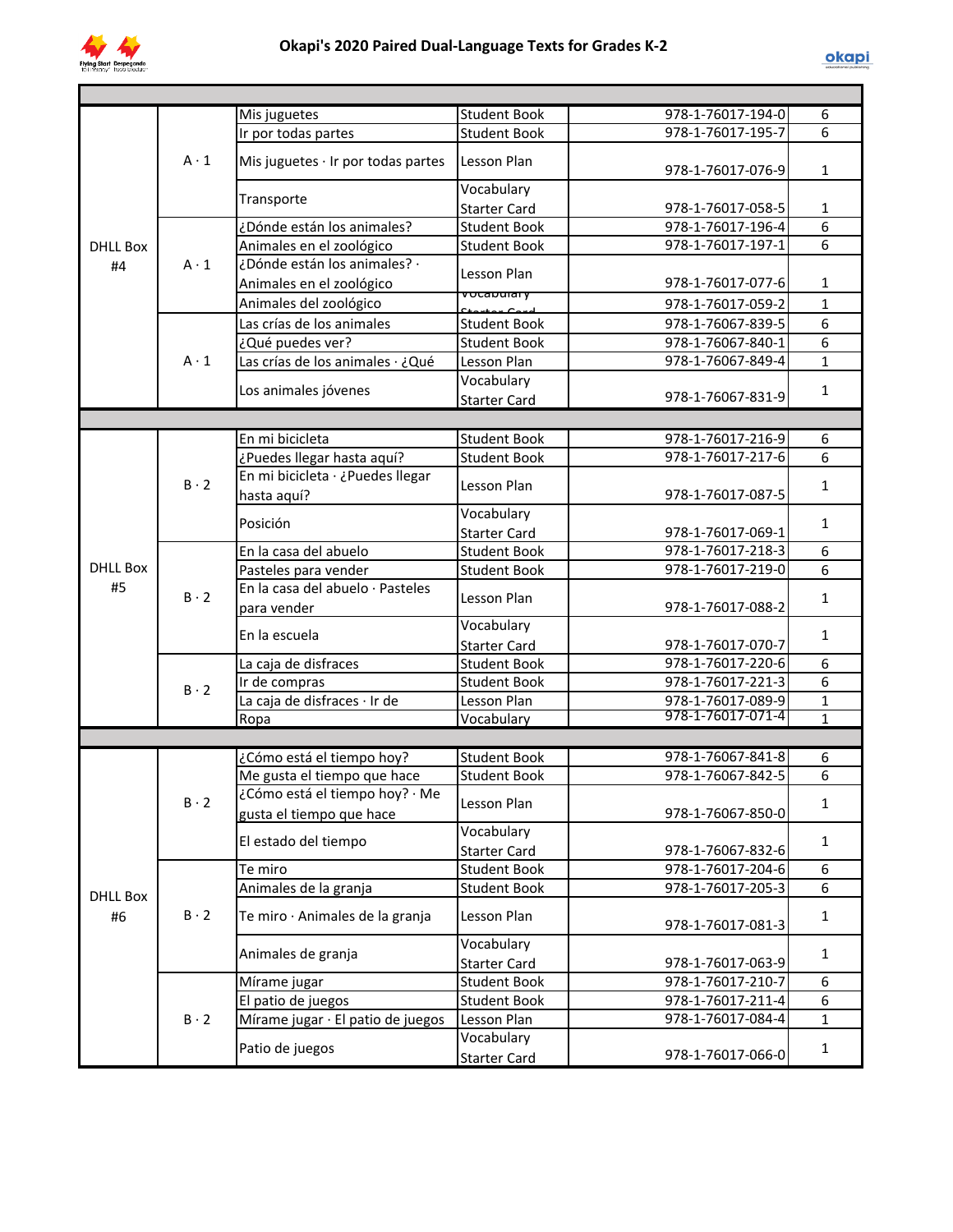# Okapi's 2020 Paired Dual-Language Texts for Grades K-2

| | | | | | |
|---|---|---|---|---|---|
| DHLL Box #4 | A · 1 | Mis juguetes | Student Book | 978-1-76017-194-0 | 6 |
| | | Ir por todas partes | Student Book | 978-1-76017-195-7 | 6 |
| | | Mis juguetes · Ir por todas partes | Lesson Plan | 978-1-76017-076-9 | 1 |
| | | Transporte | Vocabulary Starter Card | 978-1-76017-058-5 | 1 |
| | A · 1 | ¿Dónde están los animales? | Student Book | 978-1-76017-196-4 | 6 |
| | | Animales en el zoológico | Student Book | 978-1-76017-197-1 | 6 |
| | | ¿Dónde están los animales? · Animales en el zoológico | Lesson Plan | 978-1-76017-077-6 | 1 |
| | | Animales del zoológico | Vocabulary Starter Card | 978-1-76017-059-2 | 1 |
| | A · 1 | Las crías de los animales | Student Book | 978-1-76067-839-5 | 6 |
| | | ¿Qué puedes ver? | Student Book | 978-1-76067-840-1 | 6 |
| | | Las crías de los animales · ¿Qué | Lesson Plan | 978-1-76067-849-4 | 1 |
| | | Los animales jóvenes | Vocabulary Starter Card | 978-1-76067-831-9 | 1 |
| DHLL Box #5 | B · 2 | En mi bicicleta | Student Book | 978-1-76017-216-9 | 6 |
| | | ¿Puedes llegar hasta aquí? | Student Book | 978-1-76017-217-6 | 6 |
| | | En mi bicicleta · ¿Puedes llegar hasta aquí? | Lesson Plan | 978-1-76017-087-5 | 1 |
| | | Posición | Vocabulary Starter Card | 978-1-76017-069-1 | 1 |
| | B · 2 | En la casa del abuelo | Student Book | 978-1-76017-218-3 | 6 |
| | | Pasteles para vender | Student Book | 978-1-76017-219-0 | 6 |
| | | En la casa del abuelo · Pasteles para vender | Lesson Plan | 978-1-76017-088-2 | 1 |
| | | En la escuela | Vocabulary Starter Card | 978-1-76017-070-7 | 1 |
| | B · 2 | La caja de disfraces | Student Book | 978-1-76017-220-6 | 6 |
| | | Ir de compras | Student Book | 978-1-76017-221-3 | 6 |
| | | La caja de disfraces · Ir de | Lesson Plan | 978-1-76017-089-9 | 1 |
| | | Ropa | Vocabulary | 978-1-76017-071-4 | 1 |
| DHLL Box #6 | B · 2 | ¿Cómo está el tiempo hoy? | Student Book | 978-1-76067-841-8 | 6 |
| | | Me gusta el tiempo que hace | Student Book | 978-1-76067-842-5 | 6 |
| | | ¿Cómo está el tiempo hoy? · Me gusta el tiempo que hace | Lesson Plan | 978-1-76067-850-0 | 1 |
| | | El estado del tiempo | Vocabulary Starter Card | 978-1-76067-832-6 | 1 |
| | B · 2 | Te miro | Student Book | 978-1-76017-204-6 | 6 |
| | | Animales de la granja | Student Book | 978-1-76017-205-3 | 6 |
| | | Te miro · Animales de la granja | Lesson Plan | 978-1-76017-081-3 | 1 |
| | | Animales de granja | Vocabulary Starter Card | 978-1-76017-063-9 | 1 |
| | B · 2 | Mírame jugar | Student Book | 978-1-76017-210-7 | 6 |
| | | El patio de juegos | Student Book | 978-1-76017-211-4 | 6 |
| | | Mírame jugar · El patio de juegos | Lesson Plan | 978-1-76017-084-4 | 1 |
| | | Patio de juegos | Vocabulary Starter Card | 978-1-76017-066-0 | 1 |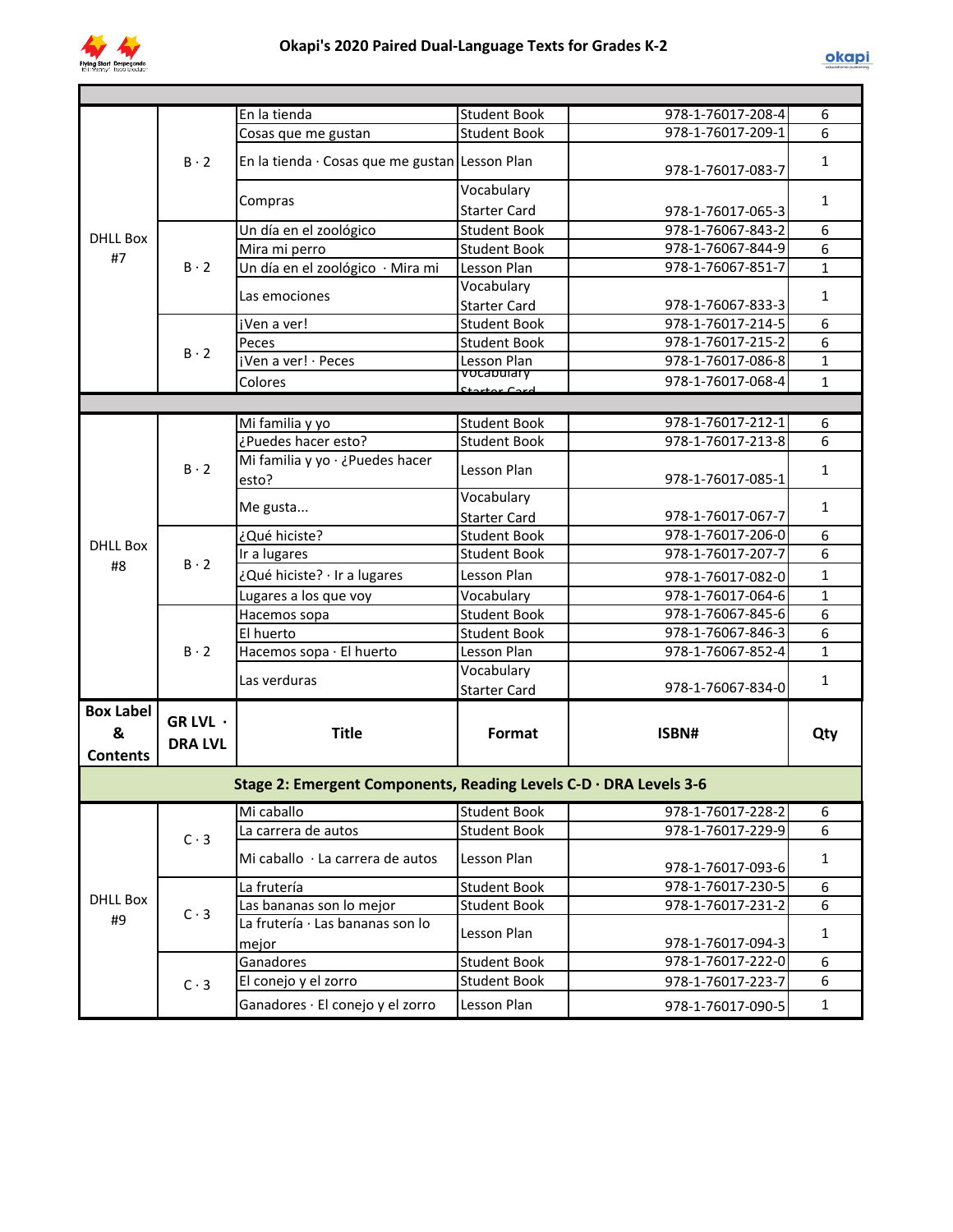# Okapi's 2020 Paired Dual-Language Texts for Grades K-2

| Box Label & Contents | GR LVL · DRA LVL | Title | Format | ISBN# | Qty |
|---|---|---|---|---|---|
| DHLL Box #7 | B · 2 | En la tienda | Student Book | 978-1-76017-208-4 | 6 |
| | | Cosas que me gustan | Student Book | 978-1-76017-209-1 | 6 |
| | | En la tienda · Cosas que me gustan | Lesson Plan | 978-1-76017-083-7 | 1 |
| | | Compras | Vocabulary Starter Card | 978-1-76017-065-3 | 1 |
| | B · 2 | Un día en el zoológico | Student Book | 978-1-76067-843-2 | 6 |
| | | Mira mi perro | Student Book | 978-1-76067-844-9 | 6 |
| | | Un día en el zoológico · Mira mi | Lesson Plan | 978-1-76067-851-7 | 1 |
| | | Las emociones | Vocabulary Starter Card | 978-1-76067-833-3 | 1 |
| | B · 2 | ¡Ven a ver! | Student Book | 978-1-76017-214-5 | 6 |
| | | Peces | Student Book | 978-1-76017-215-2 | 6 |
| | | ¡Ven a ver! · Peces | Lesson Plan | 978-1-76017-086-8 | 1 |
| | | Colores | Vocabulary Starter Card | 978-1-76017-068-4 | 1 |
| DHLL Box #8 | B · 2 | Mi familia y yo | Student Book | 978-1-76017-212-1 | 6 |
| | | ¿Puedes hacer esto? | Student Book | 978-1-76017-213-8 | 6 |
| | | Mi familia y yo · ¿Puedes hacer esto? | Lesson Plan | 978-1-76017-085-1 | 1 |
| | | Me gusta... | Vocabulary Starter Card | 978-1-76017-067-7 | 1 |
| | B · 2 | ¿Qué hiciste? | Student Book | 978-1-76017-206-0 | 6 |
| | | Ir a lugares | Student Book | 978-1-76017-207-7 | 6 |
| | | ¿Qué hiciste? · Ir a lugares | Lesson Plan | 978-1-76017-082-0 | 1 |
| | | Lugares a los que voy | Vocabulary | 978-1-76017-064-6 | 1 |
| | B · 2 | Hacemos sopa | Student Book | 978-1-76067-845-6 | 6 |
| | | El huerto | Student Book | 978-1-76067-846-3 | 6 |
| | | Hacemos sopa · El huerto | Lesson Plan | 978-1-76067-852-4 | 1 |
| | | Las verduras | Vocabulary Starter Card | 978-1-76067-834-0 | 1 |

| Box Label & Contents | GR LVL · DRA LVL | Title | Format | ISBN# | Qty |
|---|---|---|---|---|---|
| **Stage 2: Emergent Components, Reading Levels C-D · DRA Levels 3-6** | | | | | |
| DHLL Box #9 | C · 3 | Mi caballo | Student Book | 978-1-76017-228-2 | 6 |
| | | La carrera de autos | Student Book | 978-1-76017-229-9 | 6 |
| | | Mi caballo · La carrera de autos | Lesson Plan | 978-1-76017-093-6 | 1 |
| | C · 3 | La frutería | Student Book | 978-1-76017-230-5 | 6 |
| | | Las bananas son lo mejor | Student Book | 978-1-76017-231-2 | 6 |
| | | La frutería · Las bananas son lo mejor | Lesson Plan | 978-1-76017-094-3 | 1 |
| | C · 3 | Ganadores | Student Book | 978-1-76017-222-0 | 6 |
| | | El conejo y el zorro | Student Book | 978-1-76017-223-7 | 6 |
| | | Ganadores · El conejo y el zorro | Lesson Plan | 978-1-76017-090-5 | 1 |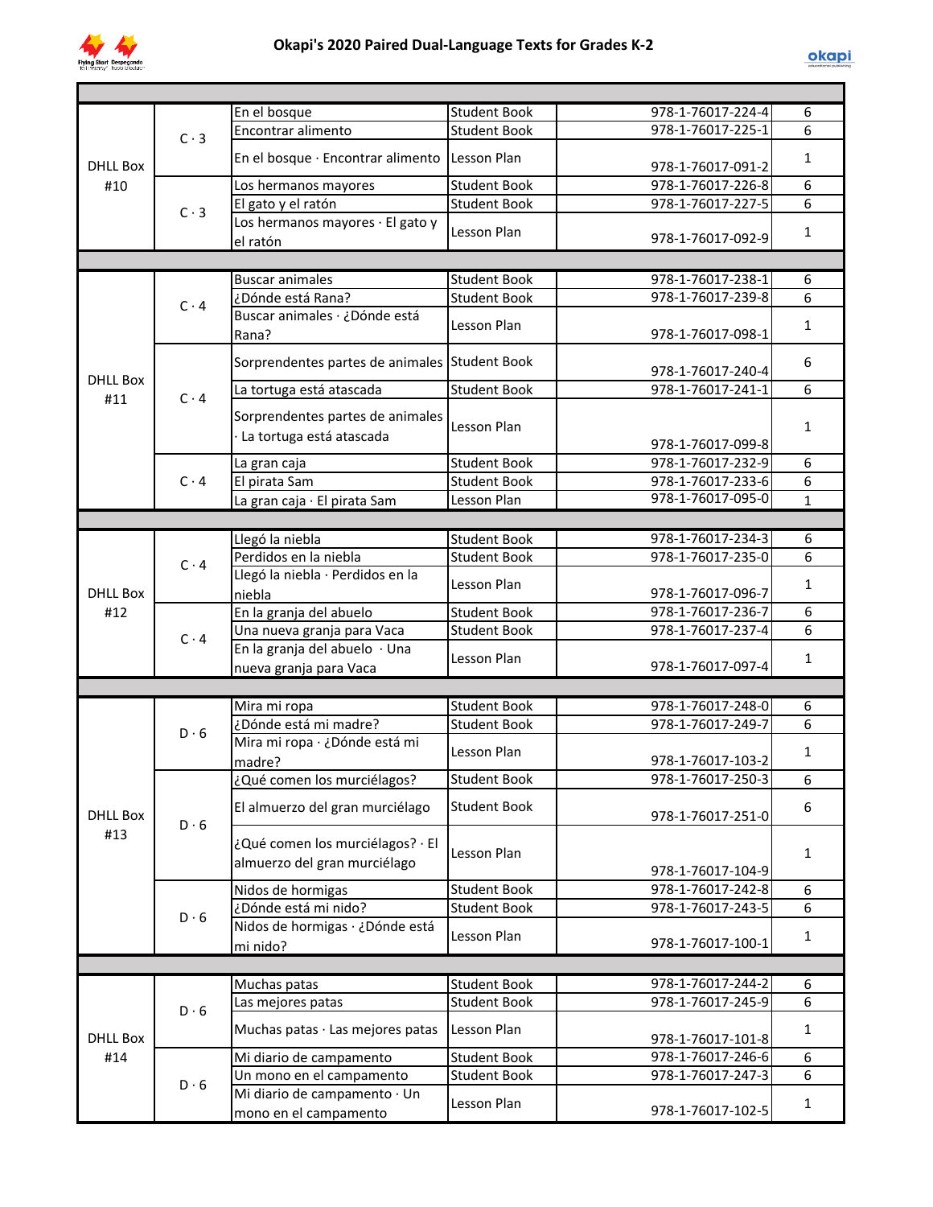# Okapi's 2020 Paired Dual-Language Texts for Grades K-2

| Box | Level | Title | Type | ISBN | Qty |
|---|---|---|---|---|---|
| DHLL Box #10 | C · 3 | En el bosque | Student Book | 978-1-76017-224-4 | 6 |
| | | Encontrar alimento | Student Book | 978-1-76017-225-1 | 6 |
| | | En el bosque · Encontrar alimento | Lesson Plan | 978-1-76017-091-2 | 1 |
| | C · 3 | Los hermanos mayores | Student Book | 978-1-76017-226-8 | 6 |
| | | El gato y el ratón | Student Book | 978-1-76017-227-5 | 6 |
| | | Los hermanos mayores · El gato y el ratón | Lesson Plan | 978-1-76017-092-9 | 1 |
| DHLL Box #11 | C · 4 | Buscar animales | Student Book | 978-1-76017-238-1 | 6 |
| | | ¿Dónde está Rana? | Student Book | 978-1-76017-239-8 | 6 |
| | | Buscar animales · ¿Dónde está Rana? | Lesson Plan | 978-1-76017-098-1 | 1 |
| | C · 4 | Sorprendentes partes de animales | Student Book | 978-1-76017-240-4 | 6 |
| | | La tortuga está atascada | Student Book | 978-1-76017-241-1 | 6 |
| | | Sorprendentes partes de animales · La tortuga está atascada | Lesson Plan | 978-1-76017-099-8 | 1 |
| | C · 4 | La gran caja | Student Book | 978-1-76017-232-9 | 6 |
| | | El pirata Sam | Student Book | 978-1-76017-233-6 | 6 |
| | | La gran caja · El pirata Sam | Lesson Plan | 978-1-76017-095-0 | 1 |
| DHLL Box #12 | C · 4 | Llegó la niebla | Student Book | 978-1-76017-234-3 | 6 |
| | | Perdidos en la niebla | Student Book | 978-1-76017-235-0 | 6 |
| | | Llegó la niebla · Perdidos en la niebla | Lesson Plan | 978-1-76017-096-7 | 1 |
| | C · 4 | En la granja del abuelo | Student Book | 978-1-76017-236-7 | 6 |
| | | Una nueva granja para Vaca | Student Book | 978-1-76017-237-4 | 6 |
| | | En la granja del abuelo · Una nueva granja para Vaca | Lesson Plan | 978-1-76017-097-4 | 1 |
| DHLL Box #13 | D · 6 | Mira mi ropa | Student Book | 978-1-76017-248-0 | 6 |
| | | ¿Dónde está mi madre? | Student Book | 978-1-76017-249-7 | 6 |
| | | Mira mi ropa · ¿Dónde está mi madre? | Lesson Plan | 978-1-76017-103-2 | 1 |
| | D · 6 | ¿Qué comen los murciélagos? | Student Book | 978-1-76017-250-3 | 6 |
| | | El almuerzo del gran murciélago | Student Book | 978-1-76017-251-0 | 6 |
| | | ¿Qué comen los murciélagos? · El almuerzo del gran murciélago | Lesson Plan | 978-1-76017-104-9 | 1 |
| | D · 6 | Nidos de hormigas | Student Book | 978-1-76017-242-8 | 6 |
| | | ¿Dónde está mi nido? | Student Book | 978-1-76017-243-5 | 6 |
| | | Nidos de hormigas · ¿Dónde está mi nido? | Lesson Plan | 978-1-76017-100-1 | 1 |
| DHLL Box #14 | D · 6 | Muchas patas | Student Book | 978-1-76017-244-2 | 6 |
| | | Las mejores patas | Student Book | 978-1-76017-245-9 | 6 |
| | | Muchas patas · Las mejores patas | Lesson Plan | 978-1-76017-101-8 | 1 |
| | D · 6 | Mi diario de campamento | Student Book | 978-1-76017-246-6 | 6 |
| | | Un mono en el campamento | Student Book | 978-1-76017-247-3 | 6 |
| | | Mi diario de campamento · Un mono en el campamento | Lesson Plan | 978-1-76017-102-5 | 1 |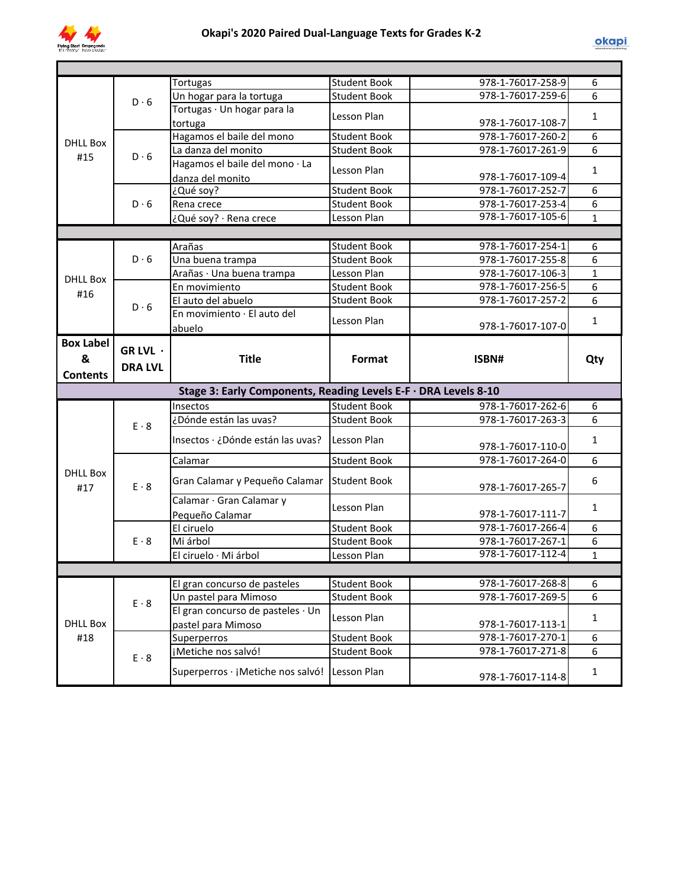# Okapi's 2020 Paired Dual-Language Texts for Grades K-2

| Box Label & Contents | GR LVL · DRA LVL | Title | Format | ISBN# | Qty |
|---|---|---|---|---|---|
| DHLL Box #15 | D · 6 | Tortugas | Student Book | 978-1-76017-258-9 | 6 |
| | | Un hogar para la tortuga | Student Book | 978-1-76017-259-6 | 6 |
| | | Tortugas · Un hogar para la tortuga | Lesson Plan | 978-1-76017-108-7 | 1 |
| | D · 6 | Hagamos el baile del mono | Student Book | 978-1-76017-260-2 | 6 |
| | | La danza del monito | Student Book | 978-1-76017-261-9 | 6 |
| | | Hagamos el baile del mono · La danza del monito | Lesson Plan | 978-1-76017-109-4 | 1 |
| | D · 6 | ¿Qué soy? | Student Book | 978-1-76017-252-7 | 6 |
| | | Rena crece | Student Book | 978-1-76017-253-4 | 6 |
| | | ¿Qué soy? · Rena crece | Lesson Plan | 978-1-76017-105-6 | 1 |
| DHLL Box #16 | D · 6 | Arañas | Student Book | 978-1-76017-254-1 | 6 |
| | | Una buena trampa | Student Book | 978-1-76017-255-8 | 6 |
| | | Arañas · Una buena trampa | Lesson Plan | 978-1-76017-106-3 | 1 |
| | D · 6 | En movimiento | Student Book | 978-1-76017-256-5 | 6 |
| | | El auto del abuelo | Student Book | 978-1-76017-257-2 | 6 |
| | | En movimiento · El auto del abuelo | Lesson Plan | 978-1-76017-107-0 | 1 |

| Box Label & Contents | GR LVL · DRA LVL | Title | Format | ISBN# | Qty |
|---|---|---|---|---|---|
| **Stage 3: Early Components, Reading Levels E-F · DRA Levels 8-10** | | | | | |
| DHLL Box #17 | E · 8 | Insectos | Student Book | 978-1-76017-262-6 | 6 |
| | | ¿Dónde están las uvas? | Student Book | 978-1-76017-263-3 | 6 |
| | | Insectos · ¿Dónde están las uvas? | Lesson Plan | 978-1-76017-110-0 | 1 |
| | E · 8 | Calamar | Student Book | 978-1-76017-264-0 | 6 |
| | | Gran Calamar y Pequeño Calamar | Student Book | 978-1-76017-265-7 | 6 |
| | | Calamar · Gran Calamar y Pequeño Calamar | Lesson Plan | 978-1-76017-111-7 | 1 |
| | E · 8 | El ciruelo | Student Book | 978-1-76017-266-4 | 6 |
| | | Mi árbol | Student Book | 978-1-76017-267-1 | 6 |
| | | El ciruelo · Mi árbol | Lesson Plan | 978-1-76017-112-4 | 1 |
| DHLL Box #18 | E · 8 | El gran concurso de pasteles | Student Book | 978-1-76017-268-8 | 6 |
| | | Un pastel para Mimoso | Student Book | 978-1-76017-269-5 | 6 |
| | | El gran concurso de pasteles · Un pastel para Mimoso | Lesson Plan | 978-1-76017-113-1 | 1 |
| | E · 8 | Superperros | Student Book | 978-1-76017-270-1 | 6 |
| | | ¡Metiche nos salvó! | Student Book | 978-1-76017-271-8 | 6 |
| | | Superperros · ¡Metiche nos salvó! | Lesson Plan | 978-1-76017-114-8 | 1 |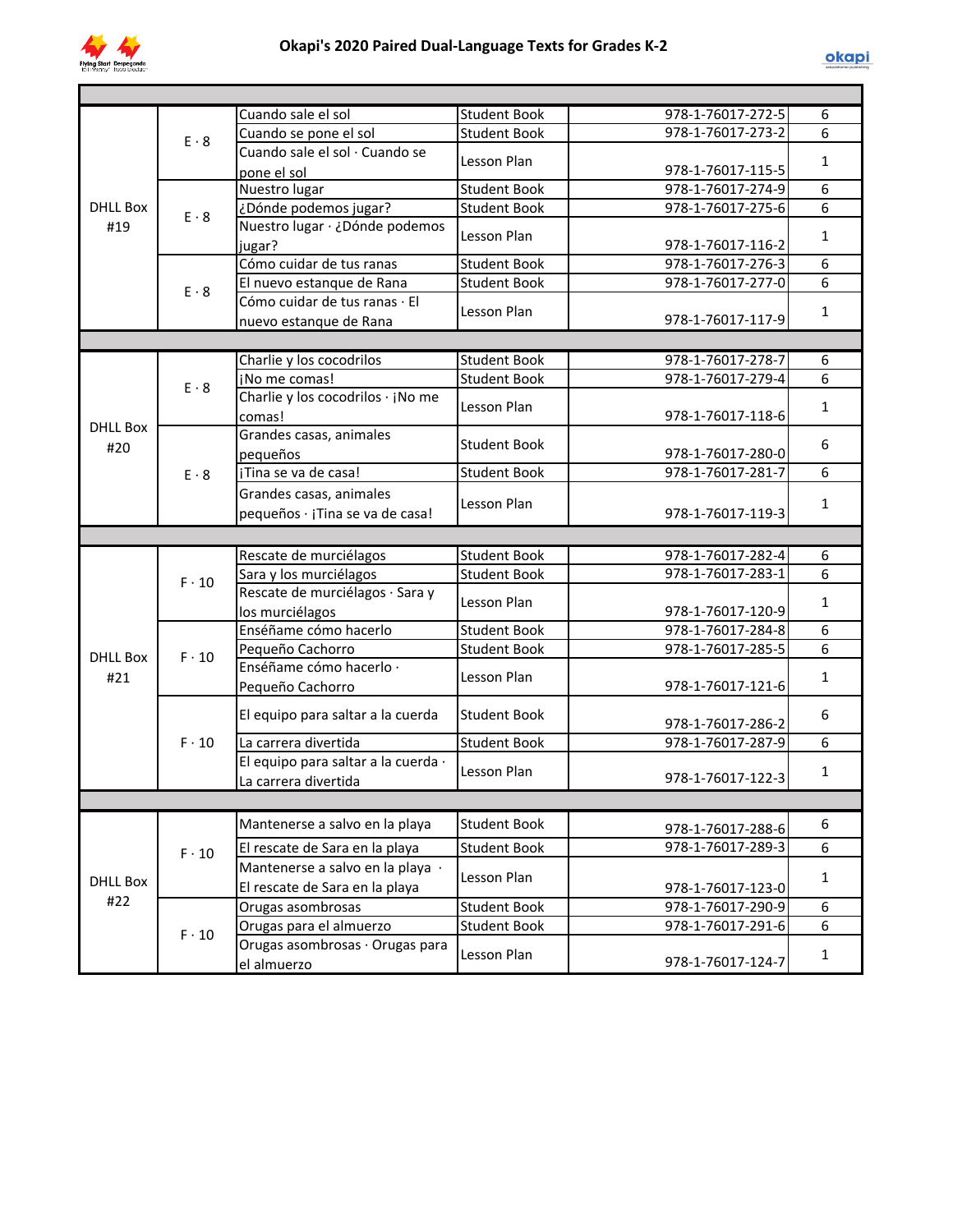# Okapi's 2020 Paired Dual-Language Texts for Grades K-2

| Box | Level | Title | Type | ISBN | Qty |
|---|---|---|---|---|---|
| DHLL Box #19 | E · 8 | Cuando sale el sol | Student Book | 978-1-76017-272-5 | 6 |
| | | Cuando se pone el sol | Student Book | 978-1-76017-273-2 | 6 |
| | | Cuando sale el sol · Cuando se pone el sol | Lesson Plan | 978-1-76017-115-5 | 1 |
| | E · 8 | Nuestro lugar | Student Book | 978-1-76017-274-9 | 6 |
| | | ¿Dónde podemos jugar? | Student Book | 978-1-76017-275-6 | 6 |
| | | Nuestro lugar · ¿Dónde podemos jugar? | Lesson Plan | 978-1-76017-116-2 | 1 |
| | E · 8 | Cómo cuidar de tus ranas | Student Book | 978-1-76017-276-3 | 6 |
| | | El nuevo estanque de Rana | Student Book | 978-1-76017-277-0 | 6 |
| | | Cómo cuidar de tus ranas · El nuevo estanque de Rana | Lesson Plan | 978-1-76017-117-9 | 1 |
| DHLL Box #20 | E · 8 | Charlie y los cocodrilos | Student Book | 978-1-76017-278-7 | 6 |
| | | ¡No me comas! | Student Book | 978-1-76017-279-4 | 6 |
| | | Charlie y los cocodrilos · ¡No me comas! | Lesson Plan | 978-1-76017-118-6 | 1 |
| | E · 8 | Grandes casas, animales pequeños | Student Book | 978-1-76017-280-0 | 6 |
| | | ¡Tina se va de casa! | Student Book | 978-1-76017-281-7 | 6 |
| | | Grandes casas, animales pequeños · ¡Tina se va de casa! | Lesson Plan | 978-1-76017-119-3 | 1 |
| DHLL Box #21 | F · 10 | Rescate de murciélagos | Student Book | 978-1-76017-282-4 | 6 |
| | | Sara y los murciélagos | Student Book | 978-1-76017-283-1 | 6 |
| | | Rescate de murciélagos · Sara y los murciélagos | Lesson Plan | 978-1-76017-120-9 | 1 |
| | F · 10 | Enséñame cómo hacerlo | Student Book | 978-1-76017-284-8 | 6 |
| | | Pequeño Cachorro | Student Book | 978-1-76017-285-5 | 6 |
| | | Enséñame cómo hacerlo · Pequeño Cachorro | Lesson Plan | 978-1-76017-121-6 | 1 |
| | F · 10 | El equipo para saltar a la cuerda | Student Book | 978-1-76017-286-2 | 6 |
| | | La carrera divertida | Student Book | 978-1-76017-287-9 | 6 |
| | | El equipo para saltar a la cuerda · La carrera divertida | Lesson Plan | 978-1-76017-122-3 | 1 |
| DHLL Box #22 | F · 10 | Mantenerse a salvo en la playa | Student Book | 978-1-76017-288-6 | 6 |
| | | El rescate de Sara en la playa | Student Book | 978-1-76017-289-3 | 6 |
| | | Mantenerse a salvo en la playa · El rescate de Sara en la playa | Lesson Plan | 978-1-76017-123-0 | 1 |
| | F · 10 | Orugas asombrosas | Student Book | 978-1-76017-290-9 | 6 |
| | | Orugas para el almuerzo | Student Book | 978-1-76017-291-6 | 6 |
| | | Orugas asombrosas · Orugas para el almuerzo | Lesson Plan | 978-1-76017-124-7 | 1 |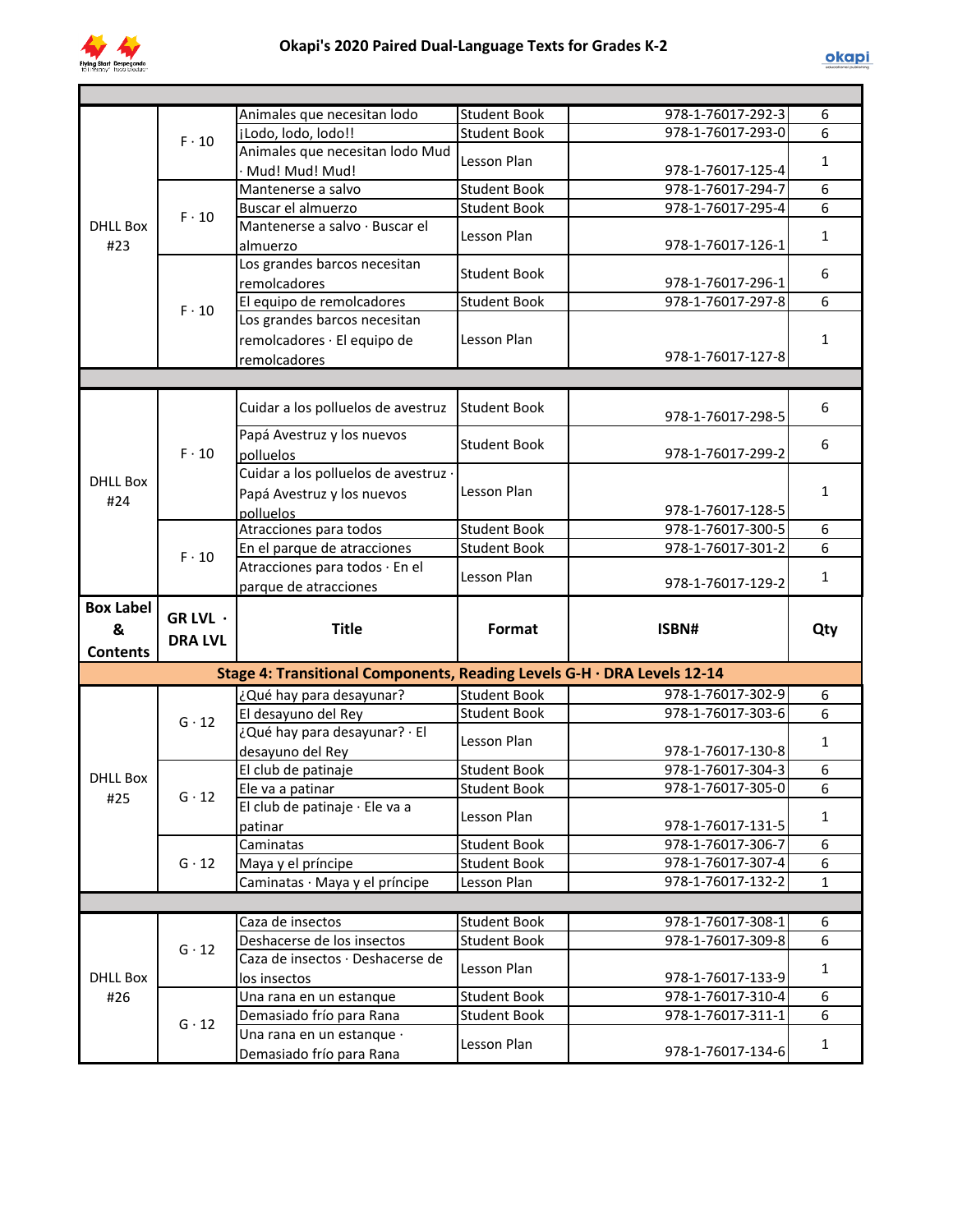# Okapi's 2020 Paired Dual-Language Texts for Grades K-2

| Box Label & Contents | GR LVL · DRA LVL | Title | Format | ISBN# | Qty |
|---|---|---|---|---|---|
| DHLL Box #23 | F · 10 | Animales que necesitan lodo | Student Book | 978-1-76017-292-3 | 6 |
| | | ¡Lodo, lodo, lodo!! | Student Book | 978-1-76017-293-0 | 6 |
| | | Animales que necesitan lodo Mud · Mud! Mud! Mud! | Lesson Plan | 978-1-76017-125-4 | 1 |
| | F · 10 | Mantenerse a salvo | Student Book | 978-1-76017-294-7 | 6 |
| | | Buscar el almuerzo | Student Book | 978-1-76017-295-4 | 6 |
| | | Mantenerse a salvo · Buscar el almuerzo | Lesson Plan | 978-1-76017-126-1 | 1 |
| | F · 10 | Los grandes barcos necesitan remolcadores | Student Book | 978-1-76017-296-1 | 6 |
| | | El equipo de remolcadores | Student Book | 978-1-76017-297-8 | 6 |
| | | Los grandes barcos necesitan remolcadores · El equipo de remolcadores | Lesson Plan | 978-1-76017-127-8 | 1 |
| DHLL Box #24 | F · 10 | Cuidar a los polluelos de avestruz | Student Book | 978-1-76017-298-5 | 6 |
| | | Papá Avestruz y los nuevos polluelos | Student Book | 978-1-76017-299-2 | 6 |
| | | Cuidar a los polluelos de avestruz · Papá Avestruz y los nuevos polluelos | Lesson Plan | 978-1-76017-128-5 | 1 |
| | F · 10 | Atracciones para todos | Student Book | 978-1-76017-300-5 | 6 |
| | | En el parque de atracciones | Student Book | 978-1-76017-301-2 | 6 |
| | | Atracciones para todos · En el parque de atracciones | Lesson Plan | 978-1-76017-129-2 | 1 |

| Box Label & Contents | GR LVL · DRA LVL | Title | Format | ISBN# | Qty |
|---|---|---|---|---|---|
| **Stage 4: Transitional Components, Reading Levels G-H · DRA Levels 12-14** | | | | | |
| DHLL Box #25 | G · 12 | ¿Qué hay para desayunar? | Student Book | 978-1-76017-302-9 | 6 |
| | | El desayuno del Rey | Student Book | 978-1-76017-303-6 | 6 |
| | | ¿Qué hay para desayunar? · El desayuno del Rey | Lesson Plan | 978-1-76017-130-8 | 1 |
| | G · 12 | El club de patinaje | Student Book | 978-1-76017-304-3 | 6 |
| | | Ele va a patinar | Student Book | 978-1-76017-305-0 | 6 |
| | | El club de patinaje · Ele va a patinar | Lesson Plan | 978-1-76017-131-5 | 1 |
| | G · 12 | Caminatas | Student Book | 978-1-76017-306-7 | 6 |
| | | Maya y el príncipe | Student Book | 978-1-76017-307-4 | 6 |
| | | Caminatas · Maya y el príncipe | Lesson Plan | 978-1-76017-132-2 | 1 |
| DHLL Box #26 | G · 12 | Caza de insectos | Student Book | 978-1-76017-308-1 | 6 |
| | | Deshacerse de los insectos | Student Book | 978-1-76017-309-8 | 6 |
| | | Caza de insectos · Deshacerse de los insectos | Lesson Plan | 978-1-76017-133-9 | 1 |
| | G · 12 | Una rana en un estanque | Student Book | 978-1-76017-310-4 | 6 |
| | | Demasiado frío para Rana | Student Book | 978-1-76017-311-1 | 6 |
| | | Una rana en un estanque · Demasiado frío para Rana | Lesson Plan | 978-1-76017-134-6 | 1 |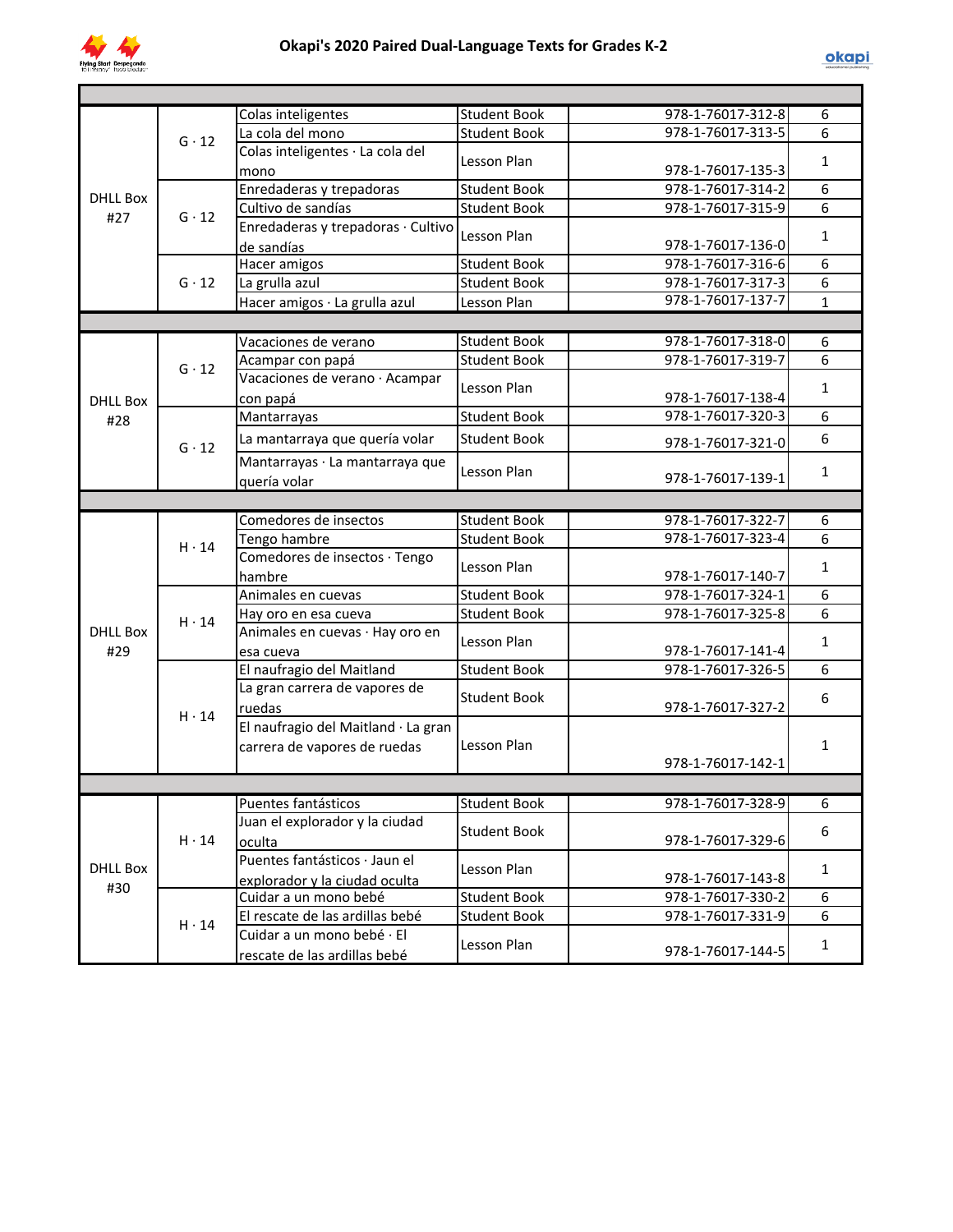# Okapi's 2020 Paired Dual-Language Texts for Grades K-2

| Box | Level | Title | Type | ISBN | Qty |
|---|---|---|---|---|---|
| DHLL Box #27 | G · 12 | Colas inteligentes | Student Book | 978-1-76017-312-8 | 6 |
| | | La cola del mono | Student Book | 978-1-76017-313-5 | 6 |
| | | Colas inteligentes · La cola del mono | Lesson Plan | 978-1-76017-135-3 | 1 |
| | G · 12 | Enredaderas y trepadoras | Student Book | 978-1-76017-314-2 | 6 |
| | | Cultivo de sandías | Student Book | 978-1-76017-315-9 | 6 |
| | | Enredaderas y trepadoras · Cultivo de sandías | Lesson Plan | 978-1-76017-136-0 | 1 |
| | G · 12 | Hacer amigos | Student Book | 978-1-76017-316-6 | 6 |
| | | La grulla azul | Student Book | 978-1-76017-317-3 | 6 |
| | | Hacer amigos · La grulla azul | Lesson Plan | 978-1-76017-137-7 | 1 |
| DHLL Box #28 | G · 12 | Vacaciones de verano | Student Book | 978-1-76017-318-0 | 6 |
| | | Acampar con papá | Student Book | 978-1-76017-319-7 | 6 |
| | | Vacaciones de verano · Acampar con papá | Lesson Plan | 978-1-76017-138-4 | 1 |
| | G · 12 | Mantarrayas | Student Book | 978-1-76017-320-3 | 6 |
| | | La mantarraya que quería volar | Student Book | 978-1-76017-321-0 | 6 |
| | | Mantarrayas · La mantarraya que quería volar | Lesson Plan | 978-1-76017-139-1 | 1 |
| DHLL Box #29 | H · 14 | Comedores de insectos | Student Book | 978-1-76017-322-7 | 6 |
| | | Tengo hambre | Student Book | 978-1-76017-323-4 | 6 |
| | | Comedores de insectos · Tengo hambre | Lesson Plan | 978-1-76017-140-7 | 1 |
| | H · 14 | Animales en cuevas | Student Book | 978-1-76017-324-1 | 6 |
| | | Hay oro en esa cueva | Student Book | 978-1-76017-325-8 | 6 |
| | | Animales en cuevas · Hay oro en esa cueva | Lesson Plan | 978-1-76017-141-4 | 1 |
| | H · 14 | El naufragio del Maitland | Student Book | 978-1-76017-326-5 | 6 |
| | | La gran carrera de vapores de ruedas | Student Book | 978-1-76017-327-2 | 6 |
| | | El naufragio del Maitland · La gran carrera de vapores de ruedas | Lesson Plan | 978-1-76017-142-1 | 1 |
| DHLL Box #30 | H · 14 | Puentes fantásticos | Student Book | 978-1-76017-328-9 | 6 |
| | | Juan el explorador y la ciudad oculta | Student Book | 978-1-76017-329-6 | 6 |
| | | Puentes fantásticos · Jaun el explorador y la ciudad oculta | Lesson Plan | 978-1-76017-143-8 | 1 |
| | H · 14 | Cuidar a un mono bebé | Student Book | 978-1-76017-330-2 | 6 |
| | | El rescate de las ardillas bebé | Student Book | 978-1-76017-331-9 | 6 |
| | | Cuidar a un mono bebé · El rescate de las ardillas bebé | Lesson Plan | 978-1-76017-144-5 | 1 |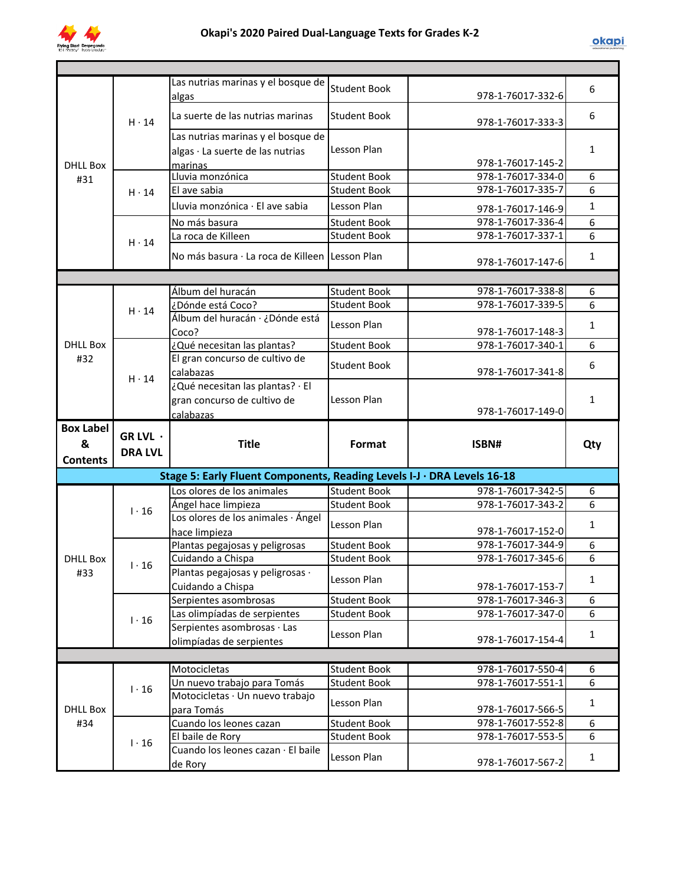# Okapi's 2020 Paired Dual-Language Texts for Grades K-2

| Box Label & Contents | GR LVL · DRA LVL | Title | Format | ISBN# | Qty |
|---|---|---|---|---|---|
| DHLL Box #31 | H · 14 | Las nutrias marinas y el bosque de algas | Student Book | 978-1-76017-332-6 | 6 |
| | | La suerte de las nutrias marinas | Student Book | 978-1-76017-333-3 | 6 |
| | | Las nutrias marinas y el bosque de algas · La suerte de las nutrias marinas | Lesson Plan | 978-1-76017-145-2 | 1 |
| | H · 14 | Lluvia monzónica | Student Book | 978-1-76017-334-0 | 6 |
| | | El ave sabia | Student Book | 978-1-76017-335-7 | 6 |
| | | Lluvia monzónica · El ave sabia | Lesson Plan | 978-1-76017-146-9 | 1 |
| | H · 14 | No más basura | Student Book | 978-1-76017-336-4 | 6 |
| | | La roca de Killeen | Student Book | 978-1-76017-337-1 | 6 |
| | | No más basura · La roca de Killeen | Lesson Plan | 978-1-76017-147-6 | 1 |
| DHLL Box #32 | H · 14 | Álbum del huracán | Student Book | 978-1-76017-338-8 | 6 |
| | | ¿Dónde está Coco? | Student Book | 978-1-76017-339-5 | 6 |
| | | Álbum del huracán · ¿Dónde está Coco? | Lesson Plan | 978-1-76017-148-3 | 1 |
| | H · 14 | ¿Qué necesitan las plantas? | Student Book | 978-1-76017-340-1 | 6 |
| | | El gran concurso de cultivo de calabazas | Student Book | 978-1-76017-341-8 | 6 |
| | | ¿Qué necesitan las plantas? · El gran concurso de cultivo de calabazas | Lesson Plan | 978-1-76017-149-0 | 1 |
| **Box Label & Contents** | **GR LVL · DRA LVL** | **Title** | **Format** | **ISBN#** | **Qty** |
| **Stage 5: Early Fluent Components, Reading Levels I-J · DRA Levels 16-18** | | | | | |
| DHLL Box #33 | I · 16 | Los olores de los animales | Student Book | 978-1-76017-342-5 | 6 |
| | | Ángel hace limpieza | Student Book | 978-1-76017-343-2 | 6 |
| | | Los olores de los animales · Ángel hace limpieza | Lesson Plan | 978-1-76017-152-0 | 1 |
| | I · 16 | Plantas pegajosas y peligrosas | Student Book | 978-1-76017-344-9 | 6 |
| | | Cuidando a Chispa | Student Book | 978-1-76017-345-6 | 6 |
| | | Plantas pegajosas y peligrosas · Cuidando a Chispa | Lesson Plan | 978-1-76017-153-7 | 1 |
| | I · 16 | Serpientes asombrosas | Student Book | 978-1-76017-346-3 | 6 |
| | | Las olimpíadas de serpientes | Student Book | 978-1-76017-347-0 | 6 |
| | | Serpientes asombrosas · Las olimpíadas de serpientes | Lesson Plan | 978-1-76017-154-4 | 1 |
| DHLL Box #34 | I · 16 | Motocicletas | Student Book | 978-1-76017-550-4 | 6 |
| | | Un nuevo trabajo para Tomás | Student Book | 978-1-76017-551-1 | 6 |
| | | Motocicletas · Un nuevo trabajo para Tomás | Lesson Plan | 978-1-76017-566-5 | 1 |
| | I · 16 | Cuando los leones cazan | Student Book | 978-1-76017-552-8 | 6 |
| | | El baile de Rory | Student Book | 978-1-76017-553-5 | 6 |
| | | Cuando los leones cazan · El baile de Rory | Lesson Plan | 978-1-76017-567-2 | 1 |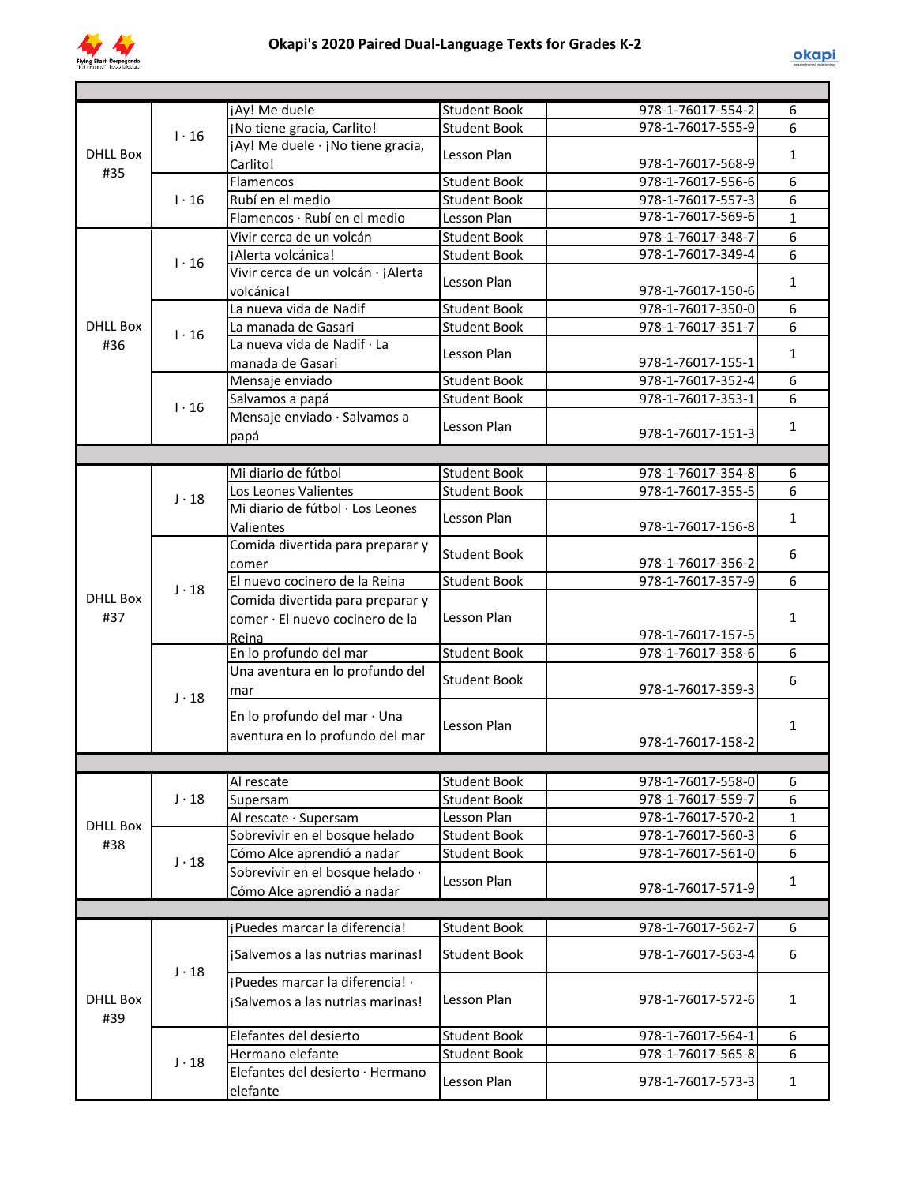# Okapi's 2020 Paired Dual-Language Texts for Grades K-2

| | | | | | |
|---|---|---|---|---|---|
| DHLL Box #35 | I · 16 | ¡Ay! Me duele | Student Book | 978-1-76017-554-2 | 6 |
| | | ¡No tiene gracia, Carlito! | Student Book | 978-1-76017-555-9 | 6 |
| | | ¡Ay! Me duele · ¡No tiene gracia, Carlito! | Lesson Plan | 978-1-76017-568-9 | 1 |
| | I · 16 | Flamencos | Student Book | 978-1-76017-556-6 | 6 |
| | | Rubí en el medio | Student Book | 978-1-76017-557-3 | 6 |
| | | Flamencos · Rubí en el medio | Lesson Plan | 978-1-76017-569-6 | 1 |
| DHLL Box #36 | I · 16 | Vivir cerca de un volcán | Student Book | 978-1-76017-348-7 | 6 |
| | | ¡Alerta volcánica! | Student Book | 978-1-76017-349-4 | 6 |
| | | Vivir cerca de un volcán · ¡Alerta volcánica! | Lesson Plan | 978-1-76017-150-6 | 1 |
| | I · 16 | La nueva vida de Nadif | Student Book | 978-1-76017-350-0 | 6 |
| | | La manada de Gasari | Student Book | 978-1-76017-351-7 | 6 |
| | | La nueva vida de Nadif · La manada de Gasari | Lesson Plan | 978-1-76017-155-1 | 1 |
| | I · 16 | Mensaje enviado | Student Book | 978-1-76017-352-4 | 6 |
| | | Salvamos a papá | Student Book | 978-1-76017-353-1 | 6 |
| | | Mensaje enviado · Salvamos a papá | Lesson Plan | 978-1-76017-151-3 | 1 |
| | | | | | |
| DHLL Box #37 | J · 18 | Mi diario de fútbol | Student Book | 978-1-76017-354-8 | 6 |
| | | Los Leones Valientes | Student Book | 978-1-76017-355-5 | 6 |
| | | Mi diario de fútbol · Los Leones Valientes | Lesson Plan | 978-1-76017-156-8 | 1 |
| | J · 18 | Comida divertida para preparar y comer | Student Book | 978-1-76017-356-2 | 6 |
| | | El nuevo cocinero de la Reina | Student Book | 978-1-76017-357-9 | 6 |
| | | Comida divertida para preparar y comer · El nuevo cocinero de la Reina | Lesson Plan | 978-1-76017-157-5 | 1 |
| | J · 18 | En lo profundo del mar | Student Book | 978-1-76017-358-6 | 6 |
| | | Una aventura en lo profundo del mar | Student Book | 978-1-76017-359-3 | 6 |
| | | En lo profundo del mar · Una aventura en lo profundo del mar | Lesson Plan | 978-1-76017-158-2 | 1 |
| | | | | | |
| DHLL Box #38 | J · 18 | Al rescate | Student Book | 978-1-76017-558-0 | 6 |
| | | Supersam | Student Book | 978-1-76017-559-7 | 6 |
| | | Al rescate · Supersam | Lesson Plan | 978-1-76017-570-2 | 1 |
| | J · 18 | Sobrevivir en el bosque helado | Student Book | 978-1-76017-560-3 | 6 |
| | | Cómo Alce aprendió a nadar | Student Book | 978-1-76017-561-0 | 6 |
| | | Sobrevivir en el bosque helado · Cómo Alce aprendió a nadar | Lesson Plan | 978-1-76017-571-9 | 1 |
| | | | | | |
| DHLL Box #39 | J · 18 | ¡Puedes marcar la diferencia! | Student Book | 978-1-76017-562-7 | 6 |
| | | ¡Salvemos a las nutrias marinas! | Student Book | 978-1-76017-563-4 | 6 |
| | | ¡Puedes marcar la diferencia! · ¡Salvemos a las nutrias marinas! | Lesson Plan | 978-1-76017-572-6 | 1 |
| | J · 18 | Elefantes del desierto | Student Book | 978-1-76017-564-1 | 6 |
| | | Hermano elefante | Student Book | 978-1-76017-565-8 | 6 |
| | | Elefantes del desierto · Hermano elefante | Lesson Plan | 978-1-76017-573-3 | 1 |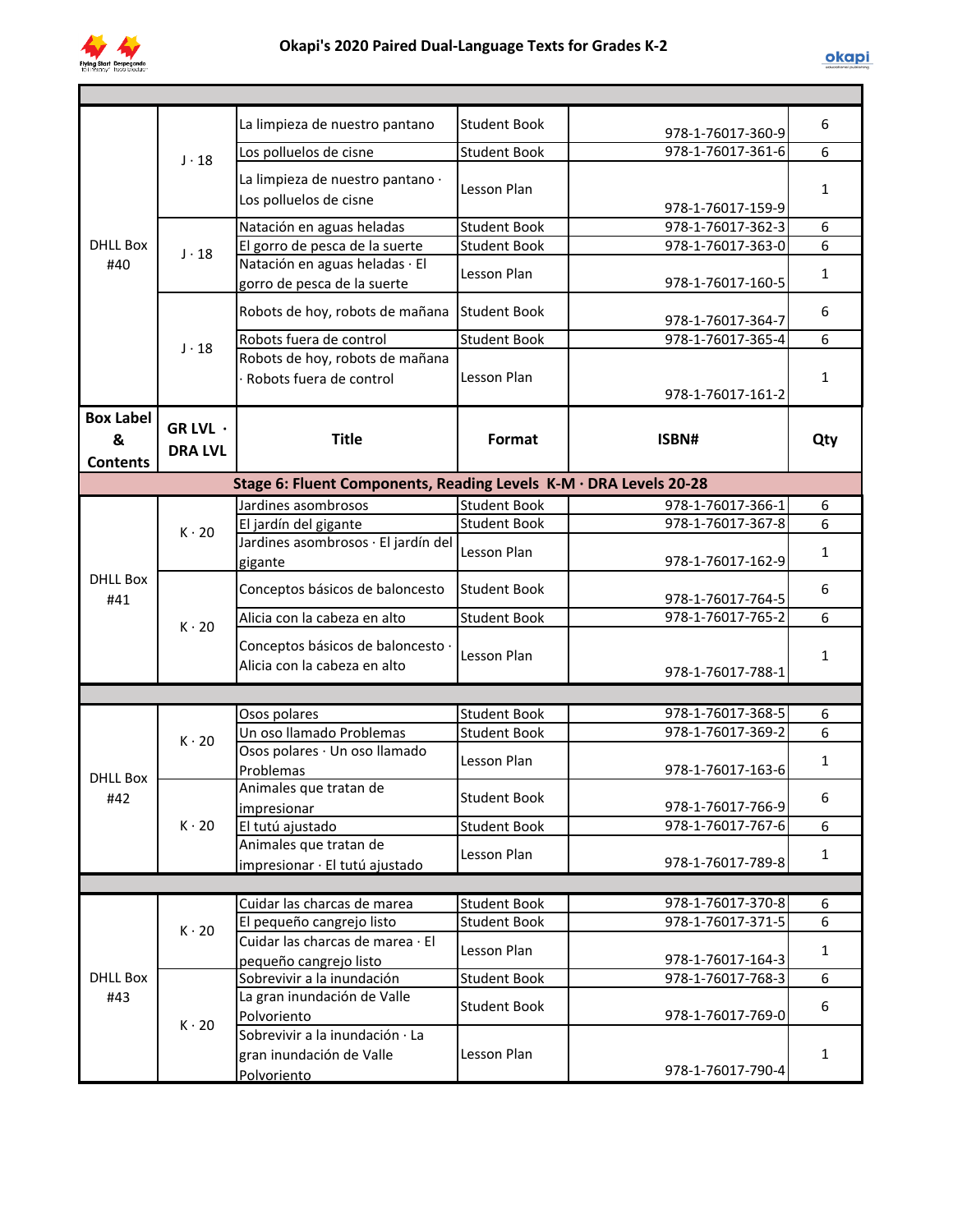# Okapi's 2020 Paired Dual-Language Texts for Grades K-2

| Box Label & Contents | GR LVL · DRA LVL | Title | Format | ISBN# | Qty |
|---|---|---|---|---|---|
| DHLL Box #40 | J · 18 | La limpieza de nuestro pantano | Student Book | 978-1-76017-360-9 | 6 |
| | | Los polluelos de cisne | Student Book | 978-1-76017-361-6 | 6 |
| | | La limpieza de nuestro pantano · Los polluelos de cisne | Lesson Plan | 978-1-76017-159-9 | 1 |
| | J · 18 | Natación en aguas heladas | Student Book | 978-1-76017-362-3 | 6 |
| | | El gorro de pesca de la suerte | Student Book | 978-1-76017-363-0 | 6 |
| | | Natación en aguas heladas · El gorro de pesca de la suerte | Lesson Plan | 978-1-76017-160-5 | 1 |
| | J · 18 | Robots de hoy, robots de mañana | Student Book | 978-1-76017-364-7 | 6 |
| | | Robots fuera de control | Student Book | 978-1-76017-365-4 | 6 |
| | | Robots de hoy, robots de mañana · Robots fuera de control | Lesson Plan | 978-1-76017-161-2 | 1 |

| Box Label & Contents | GR LVL · DRA LVL | Title | Format | ISBN# | Qty |
|---|---|---|---|---|---|
| **Stage 6: Fluent Components, Reading Levels K-M · DRA Levels 20-28** | | | | | |
| DHLL Box #41 | K · 20 | Jardines asombrosos | Student Book | 978-1-76017-366-1 | 6 |
| | | El jardín del gigante | Student Book | 978-1-76017-367-8 | 6 |
| | | Jardines asombrosos · El jardín del gigante | Lesson Plan | 978-1-76017-162-9 | 1 |
| | K · 20 | Conceptos básicos de baloncesto | Student Book | 978-1-76017-764-5 | 6 |
| | | Alicia con la cabeza en alto | Student Book | 978-1-76017-765-2 | 6 |
| | | Conceptos básicos de baloncesto · Alicia con la cabeza en alto | Lesson Plan | 978-1-76017-788-1 | 1 |
| DHLL Box #42 | K · 20 | Osos polares | Student Book | 978-1-76017-368-5 | 6 |
| | | Un oso llamado Problemas | Student Book | 978-1-76017-369-2 | 6 |
| | | Osos polares · Un oso llamado Problemas | Lesson Plan | 978-1-76017-163-6 | 1 |
| | K · 20 | Animales que tratan de impresionar | Student Book | 978-1-76017-766-9 | 6 |
| | | El tutú ajustado | Student Book | 978-1-76017-767-6 | 6 |
| | | Animales que tratan de impresionar · El tutú ajustado | Lesson Plan | 978-1-76017-789-8 | 1 |
| DHLL Box #43 | K · 20 | Cuidar las charcas de marea | Student Book | 978-1-76017-370-8 | 6 |
| | | El pequeño cangrejo listo | Student Book | 978-1-76017-371-5 | 6 |
| | | Cuidar las charcas de marea · El pequeño cangrejo listo | Lesson Plan | 978-1-76017-164-3 | 1 |
| | K · 20 | Sobrevivir a la inundación | Student Book | 978-1-76017-768-3 | 6 |
| | | La gran inundación de Valle Polvoriento | Student Book | 978-1-76017-769-0 | 6 |
| | | Sobrevivir a la inundación · La gran inundación de Valle Polvoriento | Lesson Plan | 978-1-76017-790-4 | 1 |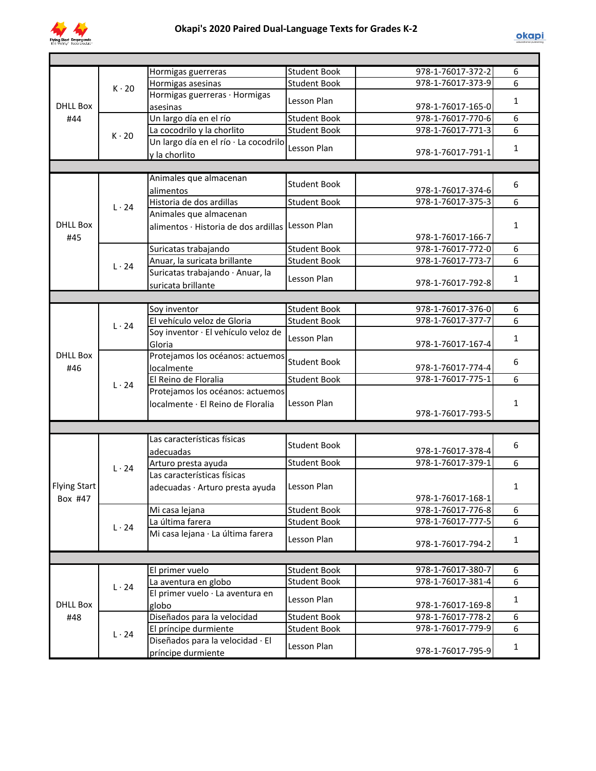# Okapi's 2020 Paired Dual-Language Texts for Grades K-2

| | | | | | |
|---|---|---|---|---|---|
| DHLL Box #44 | K · 20 | Hormigas guerreras | Student Book | 978-1-76017-372-2 | 6 |
| | | Hormigas asesinas | Student Book | 978-1-76017-373-9 | 6 |
| | | Hormigas guerreras · Hormigas asesinas | Lesson Plan | 978-1-76017-165-0 | 1 |
| | K · 20 | Un largo día en el río | Student Book | 978-1-76017-770-6 | 6 |
| | | La cocodrilo y la chorlito | Student Book | 978-1-76017-771-3 | 6 |
| | | Un largo día en el río · La cocodrilo y la chorlito | Lesson Plan | 978-1-76017-791-1 | 1 |
| DHLL Box #45 | L · 24 | Animales que almacenan alimentos | Student Book | 978-1-76017-374-6 | 6 |
| | | Historia de dos ardillas | Student Book | 978-1-76017-375-3 | 6 |
| | | Animales que almacenan alimentos · Historia de dos ardillas | Lesson Plan | 978-1-76017-166-7 | 1 |
| | L · 24 | Suricatas trabajando | Student Book | 978-1-76017-772-0 | 6 |
| | | Anuar, la suricata brillante | Student Book | 978-1-76017-773-7 | 6 |
| | | Suricatas trabajando · Anuar, la suricata brillante | Lesson Plan | 978-1-76017-792-8 | 1 |
| DHLL Box #46 | L · 24 | Soy inventor | Student Book | 978-1-76017-376-0 | 6 |
| | | El vehículo veloz de Gloria | Student Book | 978-1-76017-377-7 | 6 |
| | | Soy inventor · El vehículo veloz de Gloria | Lesson Plan | 978-1-76017-167-4 | 1 |
| | L · 24 | Protejamos los océanos: actuemos localmente | Student Book | 978-1-76017-774-4 | 6 |
| | | El Reino de Floralia | Student Book | 978-1-76017-775-1 | 6 |
| | | Protejamos los océanos: actuemos localmente · El Reino de Floralia | Lesson Plan | 978-1-76017-793-5 | 1 |
| Flying Start Box #47 | L · 24 | Las características físicas adecuadas | Student Book | 978-1-76017-378-4 | 6 |
| | | Arturo presta ayuda | Student Book | 978-1-76017-379-1 | 6 |
| | | Las características físicas adecuadas · Arturo presta ayuda | Lesson Plan | 978-1-76017-168-1 | 1 |
| | L · 24 | Mi casa lejana | Student Book | 978-1-76017-776-8 | 6 |
| | | La última farera | Student Book | 978-1-76017-777-5 | 6 |
| | | Mi casa lejana · La última farera | Lesson Plan | 978-1-76017-794-2 | 1 |
| DHLL Box #48 | L · 24 | El primer vuelo | Student Book | 978-1-76017-380-7 | 6 |
| | | La aventura en globo | Student Book | 978-1-76017-381-4 | 6 |
| | | El primer vuelo · La aventura en globo | Lesson Plan | 978-1-76017-169-8 | 1 |
| | L · 24 | Diseñados para la velocidad | Student Book | 978-1-76017-778-2 | 6 |
| | | El príncipe durmiente | Student Book | 978-1-76017-779-9 | 6 |
| | | Diseñados para la velocidad · El príncipe durmiente | Lesson Plan | 978-1-76017-795-9 | 1 |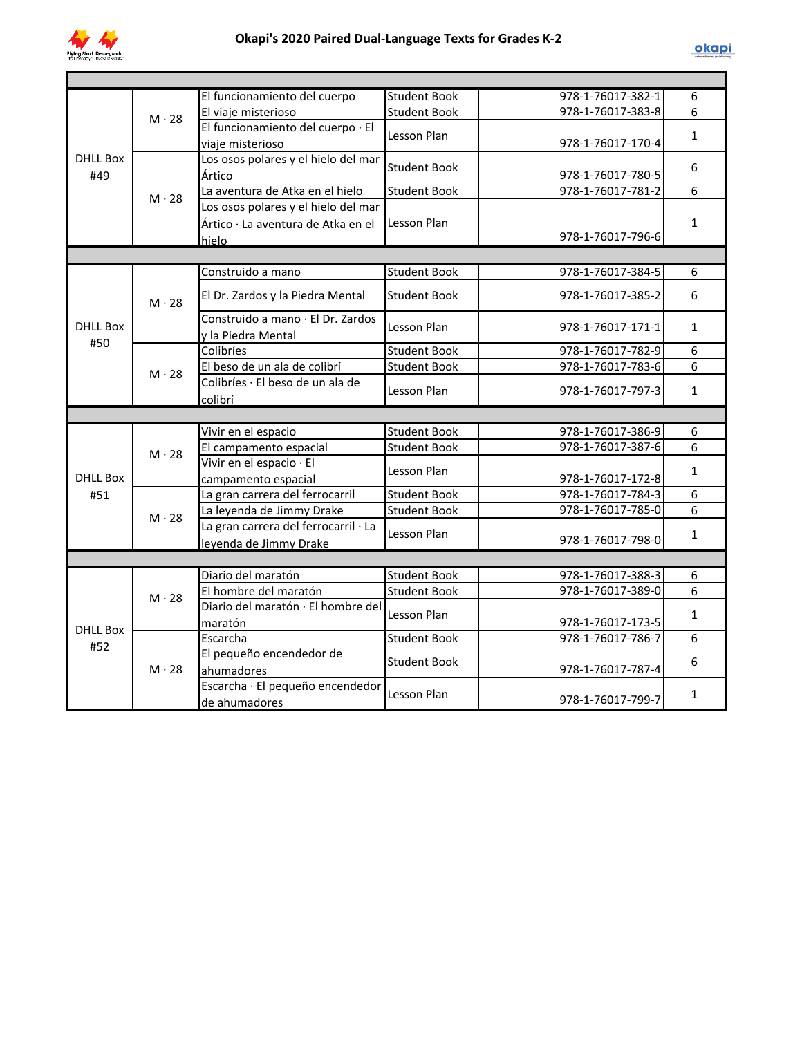# Okapi's 2020 Paired Dual-Language Texts for Grades K-2

| | | | | | |
|---|---|---|---|---|---|
| DHLL Box #49 | M · 28 | El funcionamiento del cuerpo | Student Book | 978-1-76017-382-1 | 6 |
| | | El viaje misterioso | Student Book | 978-1-76017-383-8 | 6 |
| | | El funcionamiento del cuerpo · El viaje misterioso | Lesson Plan | 978-1-76017-170-4 | 1 |
| | M · 28 | Los osos polares y el hielo del mar Ártico | Student Book | 978-1-76017-780-5 | 6 |
| | | La aventura de Atka en el hielo | Student Book | 978-1-76017-781-2 | 6 |
| | | Los osos polares y el hielo del mar Ártico · La aventura de Atka en el hielo | Lesson Plan | 978-1-76017-796-6 | 1 |
| DHLL Box #50 | M · 28 | Construido a mano | Student Book | 978-1-76017-384-5 | 6 |
| | | El Dr. Zardos y la Piedra Mental | Student Book | 978-1-76017-385-2 | 6 |
| | | Construido a mano · El Dr. Zardos y la Piedra Mental | Lesson Plan | 978-1-76017-171-1 | 1 |
| | M · 28 | Colibríes | Student Book | 978-1-76017-782-9 | 6 |
| | | El beso de un ala de colibrí | Student Book | 978-1-76017-783-6 | 6 |
| | | Colibríes · El beso de un ala de colibrí | Lesson Plan | 978-1-76017-797-3 | 1 |
| DHLL Box #51 | M · 28 | Vivir en el espacio | Student Book | 978-1-76017-386-9 | 6 |
| | | El campamento espacial | Student Book | 978-1-76017-387-6 | 6 |
| | | Vivir en el espacio · El campamento espacial | Lesson Plan | 978-1-76017-172-8 | 1 |
| | M · 28 | La gran carrera del ferrocarril | Student Book | 978-1-76017-784-3 | 6 |
| | | La leyenda de Jimmy Drake | Student Book | 978-1-76017-785-0 | 6 |
| | | La gran carrera del ferrocarril · La leyenda de Jimmy Drake | Lesson Plan | 978-1-76017-798-0 | 1 |
| DHLL Box #52 | M · 28 | Diario del maratón | Student Book | 978-1-76017-388-3 | 6 |
| | | El hombre del maratón | Student Book | 978-1-76017-389-0 | 6 |
| | | Diario del maratón · El hombre del maratón | Lesson Plan | 978-1-76017-173-5 | 1 |
| | M · 28 | Escarcha | Student Book | 978-1-76017-786-7 | 6 |
| | | El pequeño encendedor de ahumadores | Student Book | 978-1-76017-787-4 | 6 |
| | | Escarcha · El pequeño encendedor de ahumadores | Lesson Plan | 978-1-76017-799-7 | 1 |